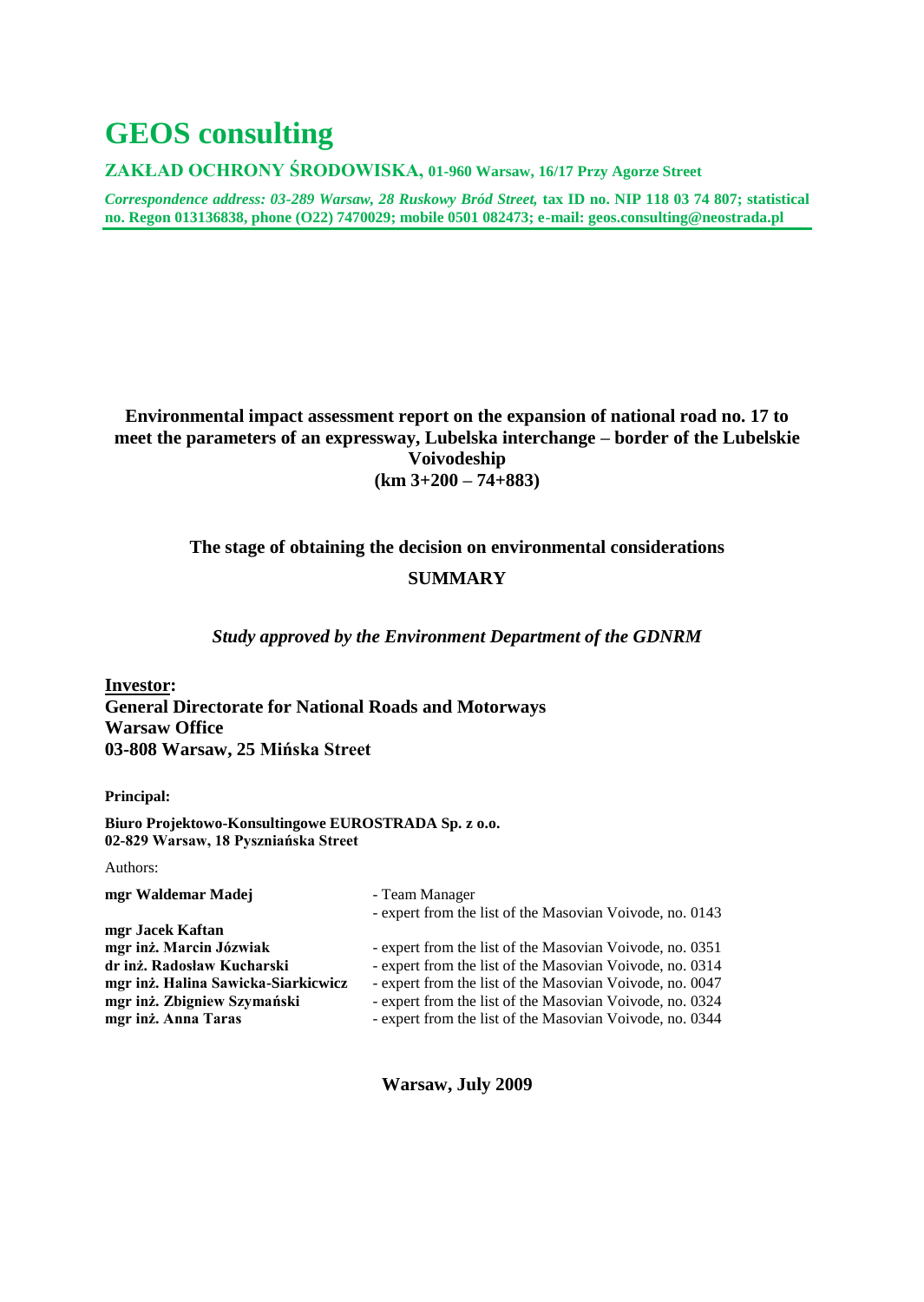# GEOS consulting

**ZAKŁAD OCHRONY ŚRODOWISKA, 01-960 Warsaw, 16/17 Przy Agorze Street**

***Correspondence address: 03-289 Warsaw, 28 Ruskowy Bród Street,* tax ID no. NIP 118 03 74 807; statistical no. Regon 013136838, phone (O22) 7470029; mobile 0501 082473; e-mail: geos.consulting@neostrada.pl**

**Environmental impact assessment report on the expansion of national road no. 17 to meet the parameters of an expressway, Lubelska interchange – border of the Lubelskie Voivodeship (km 3+200 – 74+883)**

**The stage of obtaining the decision on environmental considerations**

**SUMMARY**

***Study approved by the Environment Department of the GDNRM***

**Investor:**
**General Directorate for National Roads and Motorways**
**Warsaw Office**
**03-808 Warsaw, 25 Mińska Street**

**Principal:**

**Biuro Projektowo-Konsultingowe EUROSTRADA Sp. z o.o.**
**02-829 Warsaw, 18 Pysznia​ńska Street**

Authors:

| | |
|---|---|
| **mgr Waldemar Madej** | - Team Manager<br>- expert from the list of the Masovian Voivode, no. 0143 |
| **mgr Jacek Kaftan** | |
| **mgr inż. Marcin Józwiak** | - expert from the list of the Masovian Voivode, no. 0351 |
| **dr inż. Radosław Kucharski** | - expert from the list of the Masovian Voivode, no. 0314 |
| **mgr inż. Halina Sawicka-Siarkicwicz** | - expert from the list of the Masovian Voivode, no. 0047 |
| **mgr inż. Zbigniew Szymański** | - expert from the list of the Masovian Voivode, no. 0324 |
| **mgr inż. Anna Taras** | - expert from the list of the Masovian Voivode, no. 0344 |

**Warsaw, July 2009**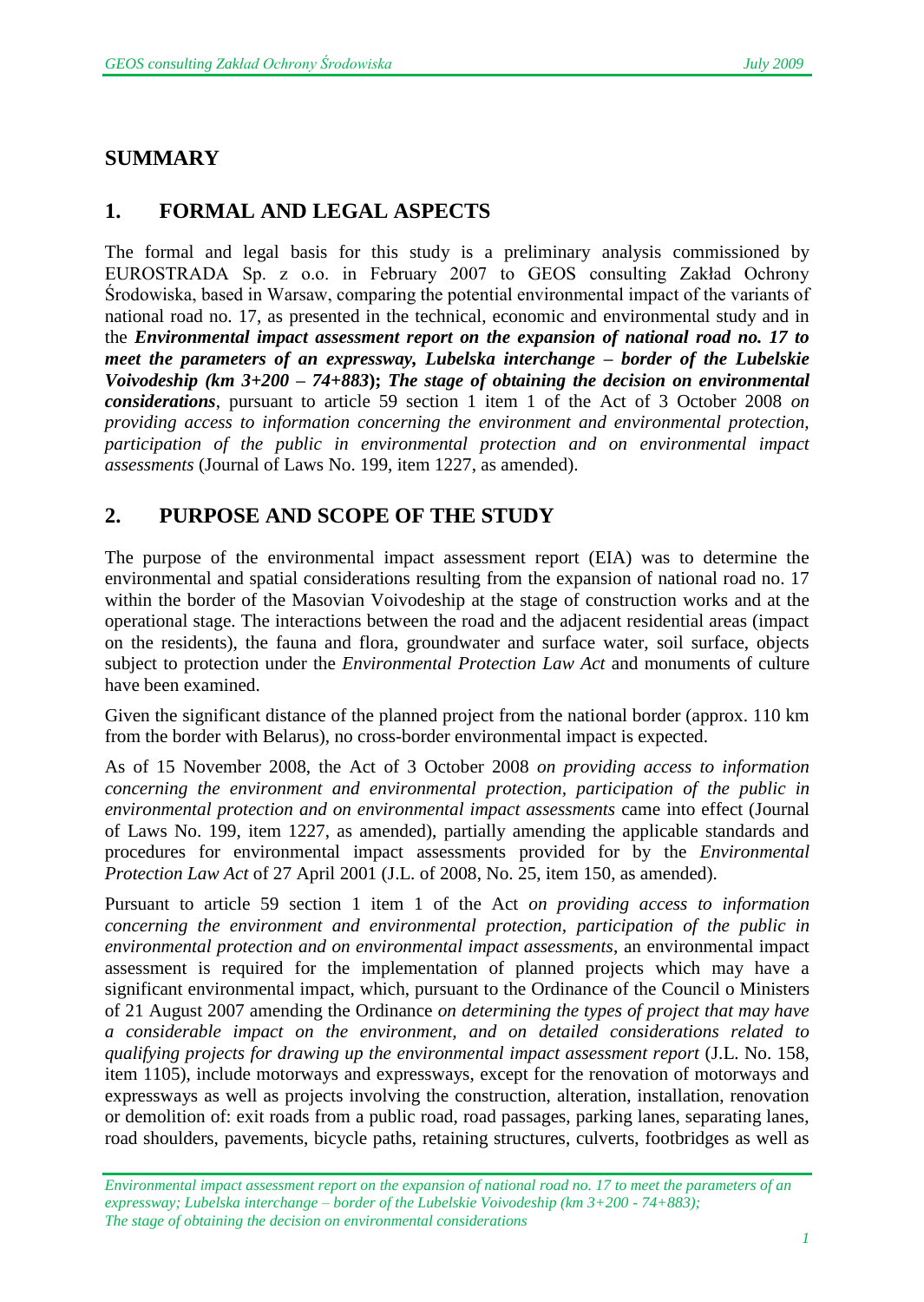# SUMMARY

## 1. FORMAL AND LEGAL ASPECTS

The formal and legal basis for this study is a preliminary analysis commissioned by EUROSTRADA Sp. z o.o. in February 2007 to GEOS consulting Zakład Ochrony Środowiska, based in Warsaw, comparing the potential environmental impact of the variants of national road no. 17, as presented in the technical, economic and environmental study and in the ***Environmental impact assessment report on the expansion of national road no. 17 to meet the parameters of an expressway, Lubelska interchange – border of the Lubelskie Voivodeship (km 3+200 – 74+883)***; ***The stage of obtaining the decision on environmental considerations***, pursuant to article 59 section 1 item 1 of the Act of 3 October 2008 *on providing access to information concerning the environment and environmental protection, participation of the public in environmental protection and on environmental impact assessments* (Journal of Laws No. 199, item 1227, as amended).

## 2. PURPOSE AND SCOPE OF THE STUDY

The purpose of the environmental impact assessment report (EIA) was to determine the environmental and spatial considerations resulting from the expansion of national road no. 17 within the border of the Masovian Voivodeship at the stage of construction works and at the operational stage. The interactions between the road and the adjacent residential areas (impact on the residents), the fauna and flora, groundwater and surface water, soil surface, objects subject to protection under the *Environmental Protection Law Act* and monuments of culture have been examined.

Given the significant distance of the planned project from the national border (approx. 110 km from the border with Belarus), no cross-border environmental impact is expected.

As of 15 November 2008, the Act of 3 October 2008 *on providing access to information concerning the environment and environmental protection, participation of the public in environmental protection and on environmental impact assessments* came into effect (Journal of Laws No. 199, item 1227, as amended), partially amending the applicable standards and procedures for environmental impact assessments provided for by the *Environmental Protection Law Act* of 27 April 2001 (J.L. of 2008, No. 25, item 150, as amended).

Pursuant to article 59 section 1 item 1 of the Act *on providing access to information concerning the environment and environmental protection, participation of the public in environmental protection and on environmental impact assessments*, an environmental impact assessment is required for the implementation of planned projects which may have a significant environmental impact, which, pursuant to the Ordinance of the Council o Ministers of 21 August 2007 amending the Ordinance *on determining the types of project that may have a considerable impact on the environment, and on detailed considerations related to qualifying projects for drawing up the environmental impact assessment report* (J.L. No. 158, item 1105), include motorways and expressways, except for the renovation of motorways and expressways as well as projects involving the construction, alteration, installation, renovation or demolition of: exit roads from a public road, road passages, parking lanes, separating lanes, road shoulders, pavements, bicycle paths, retaining structures, culverts, footbridges as well as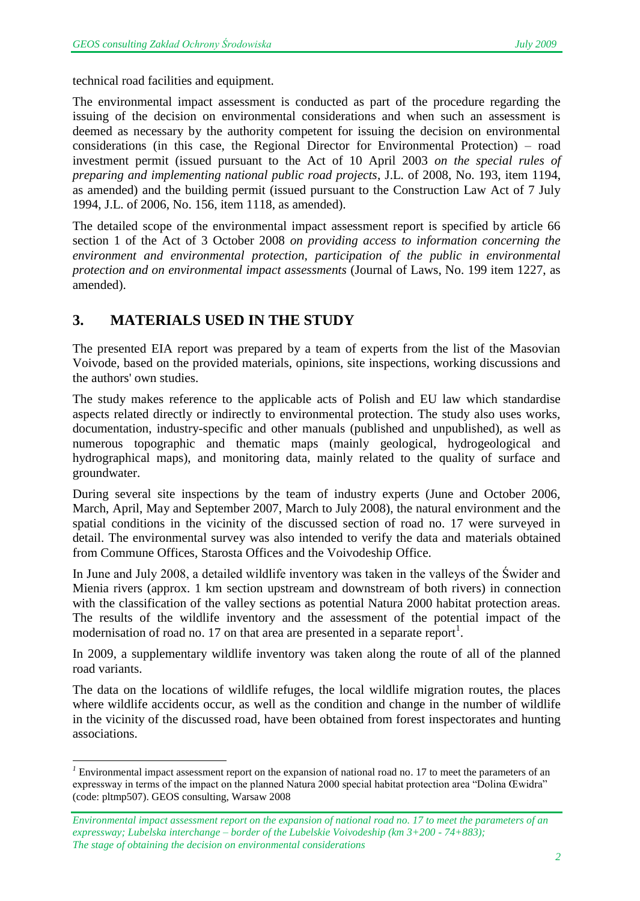technical road facilities and equipment.

The environmental impact assessment is conducted as part of the procedure regarding the issuing of the decision on environmental considerations and when such an assessment is deemed as necessary by the authority competent for issuing the decision on environmental considerations (in this case, the Regional Director for Environmental Protection) – road investment permit (issued pursuant to the Act of 10 April 2003 *on the special rules of preparing and implementing national public road projects*, J.L. of 2008, No. 193, item 1194, as amended) and the building permit (issued pursuant to the Construction Law Act of 7 July 1994, J.L. of 2006, No. 156, item 1118, as amended).

The detailed scope of the environmental impact assessment report is specified by article 66 section 1 of the Act of 3 October 2008 *on providing access to information concerning the environment and environmental protection, participation of the public in environmental protection and on environmental impact assessments* (Journal of Laws, No. 199 item 1227, as amended).

## 3. MATERIALS USED IN THE STUDY

The presented EIA report was prepared by a team of experts from the list of the Masovian Voivode, based on the provided materials, opinions, site inspections, working discussions and the authors' own studies.

The study makes reference to the applicable acts of Polish and EU law which standardise aspects related directly or indirectly to environmental protection. The study also uses works, documentation, industry-specific and other manuals (published and unpublished), as well as numerous topographic and thematic maps (mainly geological, hydrogeological and hydrographical maps), and monitoring data, mainly related to the quality of surface and groundwater.

During several site inspections by the team of industry experts (June and October 2006, March, April, May and September 2007, March to July 2008), the natural environment and the spatial conditions in the vicinity of the discussed section of road no. 17 were surveyed in detail. The environmental survey was also intended to verify the data and materials obtained from Commune Offices, Starosta Offices and the Voivodeship Office.

In June and July 2008, a detailed wildlife inventory was taken in the valleys of the Świder and Mienia rivers (approx. 1 km section upstream and downstream of both rivers) in connection with the classification of the valley sections as potential Natura 2000 habitat protection areas. The results of the wildlife inventory and the assessment of the potential impact of the modernisation of road no. 17 on that area are presented in a separate report[1].

In 2009, a supplementary wildlife inventory was taken along the route of all of the planned road variants.

The data on the locations of wildlife refuges, the local wildlife migration routes, the places where wildlife accidents occur, as well as the condition and change in the number of wildlife in the vicinity of the discussed road, have been obtained from forest inspectorates and hunting associations.

---

[1] Environmental impact assessment report on the expansion of national road no. 17 to meet the parameters of an expressway in terms of the impact on the planned Natura 2000 special habitat protection area "Dolina Œwidra" (code: pltmp507). GEOS consulting, Warsaw 2008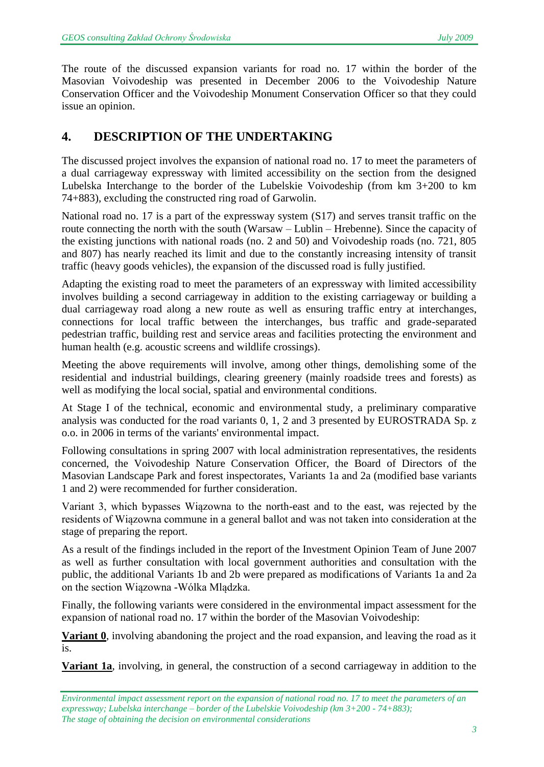The route of the discussed expansion variants for road no. 17 within the border of the Masovian Voivodeship was presented in December 2006 to the Voivodeship Nature Conservation Officer and the Voivodeship Monument Conservation Officer so that they could issue an opinion.

## 4. DESCRIPTION OF THE UNDERTAKING

The discussed project involves the expansion of national road no. 17 to meet the parameters of a dual carriageway expressway with limited accessibility on the section from the designed Lubelska Interchange to the border of the Lubelskie Voivodeship (from km 3+200 to km 74+883), excluding the constructed ring road of Garwolin.

National road no. 17 is a part of the expressway system (S17) and serves transit traffic on the route connecting the north with the south (Warsaw – Lublin – Hrebenne). Since the capacity of the existing junctions with national roads (no. 2 and 50) and Voivodeship roads (no. 721, 805 and 807) has nearly reached its limit and due to the constantly increasing intensity of transit traffic (heavy goods vehicles), the expansion of the discussed road is fully justified.

Adapting the existing road to meet the parameters of an expressway with limited accessibility involves building a second carriageway in addition to the existing carriageway or building a dual carriageway road along a new route as well as ensuring traffic entry at interchanges, connections for local traffic between the interchanges, bus traffic and grade-separated pedestrian traffic, building rest and service areas and facilities protecting the environment and human health (e.g. acoustic screens and wildlife crossings).

Meeting the above requirements will involve, among other things, demolishing some of the residential and industrial buildings, clearing greenery (mainly roadside trees and forests) as well as modifying the local social, spatial and environmental conditions.

At Stage I of the technical, economic and environmental study, a preliminary comparative analysis was conducted for the road variants 0, 1, 2 and 3 presented by EUROSTRADA Sp. z o.o. in 2006 in terms of the variants' environmental impact.

Following consultations in spring 2007 with local administration representatives, the residents concerned, the Voivodeship Nature Conservation Officer, the Board of Directors of the Masovian Landscape Park and forest inspectorates, Variants 1a and 2a (modified base variants 1 and 2) were recommended for further consideration.

Variant 3, which bypasses Wiązowna to the north-east and to the east, was rejected by the residents of Wiązowna commune in a general ballot and was not taken into consideration at the stage of preparing the report.

As a result of the findings included in the report of the Investment Opinion Team of June 2007 as well as further consultation with local government authorities and consultation with the public, the additional Variants 1b and 2b were prepared as modifications of Variants 1a and 2a on the section Wiązowna -Wólka Mlądzka.

Finally, the following variants were considered in the environmental impact assessment for the expansion of national road no. 17 within the border of the Masovian Voivodeship:

**Variant 0**, involving abandoning the project and the road expansion, and leaving the road as it is.

**Variant 1a**, involving, in general, the construction of a second carriageway in addition to the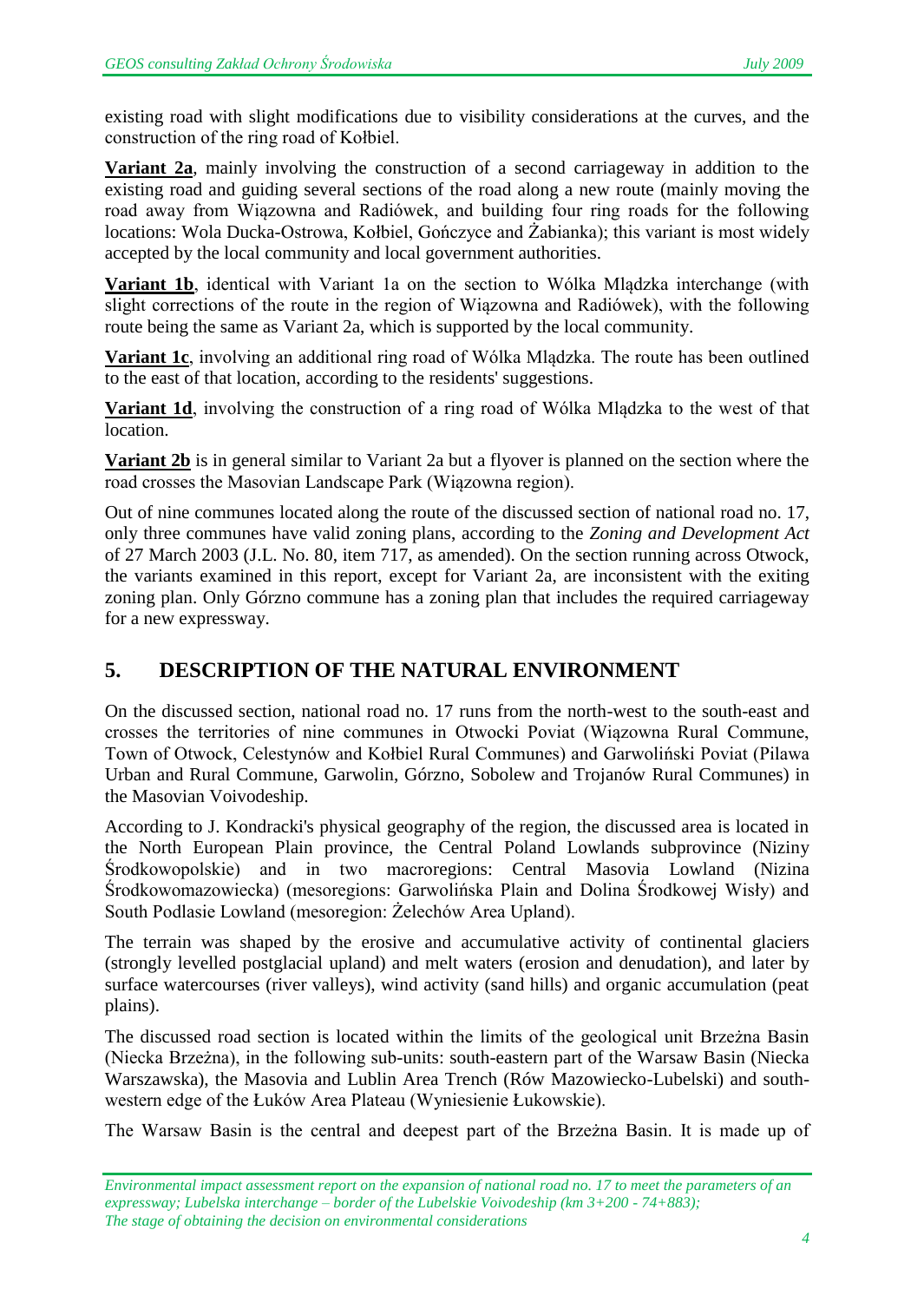existing road with slight modifications due to visibility considerations at the curves, and the construction of the ring road of Kołbiel.

**Variant 2a**, mainly involving the construction of a second carriageway in addition to the existing road and guiding several sections of the road along a new route (mainly moving the road away from Wiązowna and Radiówek, and building four ring roads for the following locations: Wola Ducka-Ostrowa, Kołbiel, Gończyce and Żabianka); this variant is most widely accepted by the local community and local government authorities.

**Variant 1b**, identical with Variant 1a on the section to Wólka Mlądzka interchange (with slight corrections of the route in the region of Wiązowna and Radiówek), with the following route being the same as Variant 2a, which is supported by the local community.

**Variant 1c**, involving an additional ring road of Wólka Mlądzka. The route has been outlined to the east of that location, according to the residents' suggestions.

**Variant 1d**, involving the construction of a ring road of Wólka Mlądzka to the west of that location.

**Variant 2b** is in general similar to Variant 2a but a flyover is planned on the section where the road crosses the Masovian Landscape Park (Wiązowna region).

Out of nine communes located along the route of the discussed section of national road no. 17, only three communes have valid zoning plans, according to the *Zoning and Development Act* of 27 March 2003 (J.L. No. 80, item 717, as amended). On the section running across Otwock, the variants examined in this report, except for Variant 2a, are inconsistent with the exiting zoning plan. Only Górzno commune has a zoning plan that includes the required carriageway for a new expressway.

## 5. DESCRIPTION OF THE NATURAL ENVIRONMENT

On the discussed section, national road no. 17 runs from the north-west to the south-east and crosses the territories of nine communes in Otwocki Poviat (Wiązowna Rural Commune, Town of Otwock, Celestynów and Kołbiel Rural Communes) and Garwoliński Poviat (Pilawa Urban and Rural Commune, Garwolin, Górzno, Sobolew and Trojanów Rural Communes) in the Masovian Voivodeship.

According to J. Kondracki's physical geography of the region, the discussed area is located in the North European Plain province, the Central Poland Lowlands subprovince (Niziny Środkowopolskie) and in two macroregions: Central Masovia Lowland (Nizina Środkowomazowiecka) (mesoregions: Garwolińska Plain and Dolina Środkowej Wisły) and South Podlasie Lowland (mesoregion: Żelechów Area Upland).

The terrain was shaped by the erosive and accumulative activity of continental glaciers (strongly levelled postglacial upland) and melt waters (erosion and denudation), and later by surface watercourses (river valleys), wind activity (sand hills) and organic accumulation (peat plains).

The discussed road section is located within the limits of the geological unit Brzeżna Basin (Niecka Brzeżna), in the following sub-units: south-eastern part of the Warsaw Basin (Niecka Warszawska), the Masovia and Lublin Area Trench (Rów Mazowiecko-Lubelski) and south-western edge of the Łuków Area Plateau (Wyniesienie Łukowskie).

The Warsaw Basin is the central and deepest part of the Brzeżna Basin. It is made up of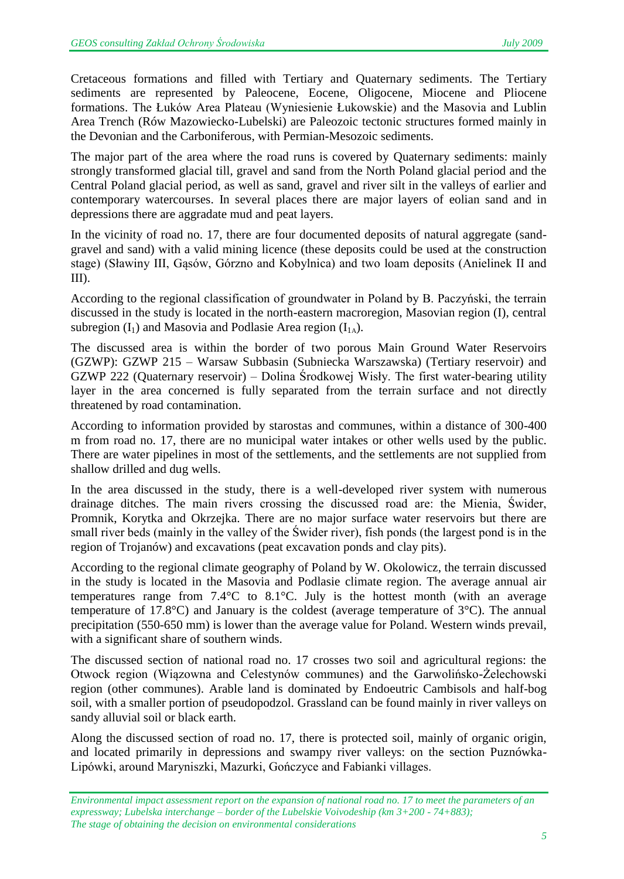Cretaceous formations and filled with Tertiary and Quaternary sediments. The Tertiary sediments are represented by Paleocene, Eocene, Oligocene, Miocene and Pliocene formations. The Łuków Area Plateau (Wyniesienie Łukowskie) and the Masovia and Lublin Area Trench (Rów Mazowiecko-Lubelski) are Paleozoic tectonic structures formed mainly in the Devonian and the Carboniferous, with Permian-Mesozoic sediments.

The major part of the area where the road runs is covered by Quaternary sediments: mainly strongly transformed glacial till, gravel and sand from the North Poland glacial period and the Central Poland glacial period, as well as sand, gravel and river silt in the valleys of earlier and contemporary watercourses. In several places there are major layers of eolian sand and in depressions there are aggradate mud and peat layers.

In the vicinity of road no. 17, there are four documented deposits of natural aggregate (sand-gravel and sand) with a valid mining licence (these deposits could be used at the construction stage) (Sławiny III, Gąsów, Górzno and Kobylnica) and two loam deposits (Anielinek II and III).

According to the regional classification of groundwater in Poland by B. Paczyński, the terrain discussed in the study is located in the north-eastern macroregion, Masovian region (I), central subregion ($I_1$) and Masovia and Podlasie Area region ($I_{1A}$).

The discussed area is within the border of two porous Main Ground Water Reservoirs (GZWP): GZWP 215 – Warsaw Subbasin (Subniecka Warszawska) (Tertiary reservoir) and GZWP 222 (Quaternary reservoir) – Dolina Środkowej Wisły. The first water-bearing utility layer in the area concerned is fully separated from the terrain surface and not directly threatened by road contamination.

According to information provided by starostas and communes, within a distance of 300-400 m from road no. 17, there are no municipal water intakes or other wells used by the public. There are water pipelines in most of the settlements, and the settlements are not supplied from shallow drilled and dug wells.

In the area discussed in the study, there is a well-developed river system with numerous drainage ditches. The main rivers crossing the discussed road are: the Mienia, Świder, Promnik, Korytka and Okrzejka. There are no major surface water reservoirs but there are small river beds (mainly in the valley of the Świder river), fish ponds (the largest pond is in the region of Trojanów) and excavations (peat excavation ponds and clay pits).

According to the regional climate geography of Poland by W. Okolowicz, the terrain discussed in the study is located in the Masovia and Podlasie climate region. The average annual air temperatures range from 7.4°C to 8.1°C. July is the hottest month (with an average temperature of 17.8°C) and January is the coldest (average temperature of 3°C). The annual precipitation (550-650 mm) is lower than the average value for Poland. Western winds prevail, with a significant share of southern winds.

The discussed section of national road no. 17 crosses two soil and agricultural regions: the Otwock region (Wiązowna and Celestynów communes) and the Garwolińsko-Żelechowski region (other communes). Arable land is dominated by Endoeutric Cambisols and half-bog soil, with a smaller portion of pseudopodzol. Grassland can be found mainly in river valleys on sandy alluvial soil or black earth.

Along the discussed section of road no. 17, there is protected soil, mainly of organic origin, and located primarily in depressions and swampy river valleys: on the section Puznówka-Lipówki, around Maryniszki, Mazurki, Gończyce and Fabianki villages.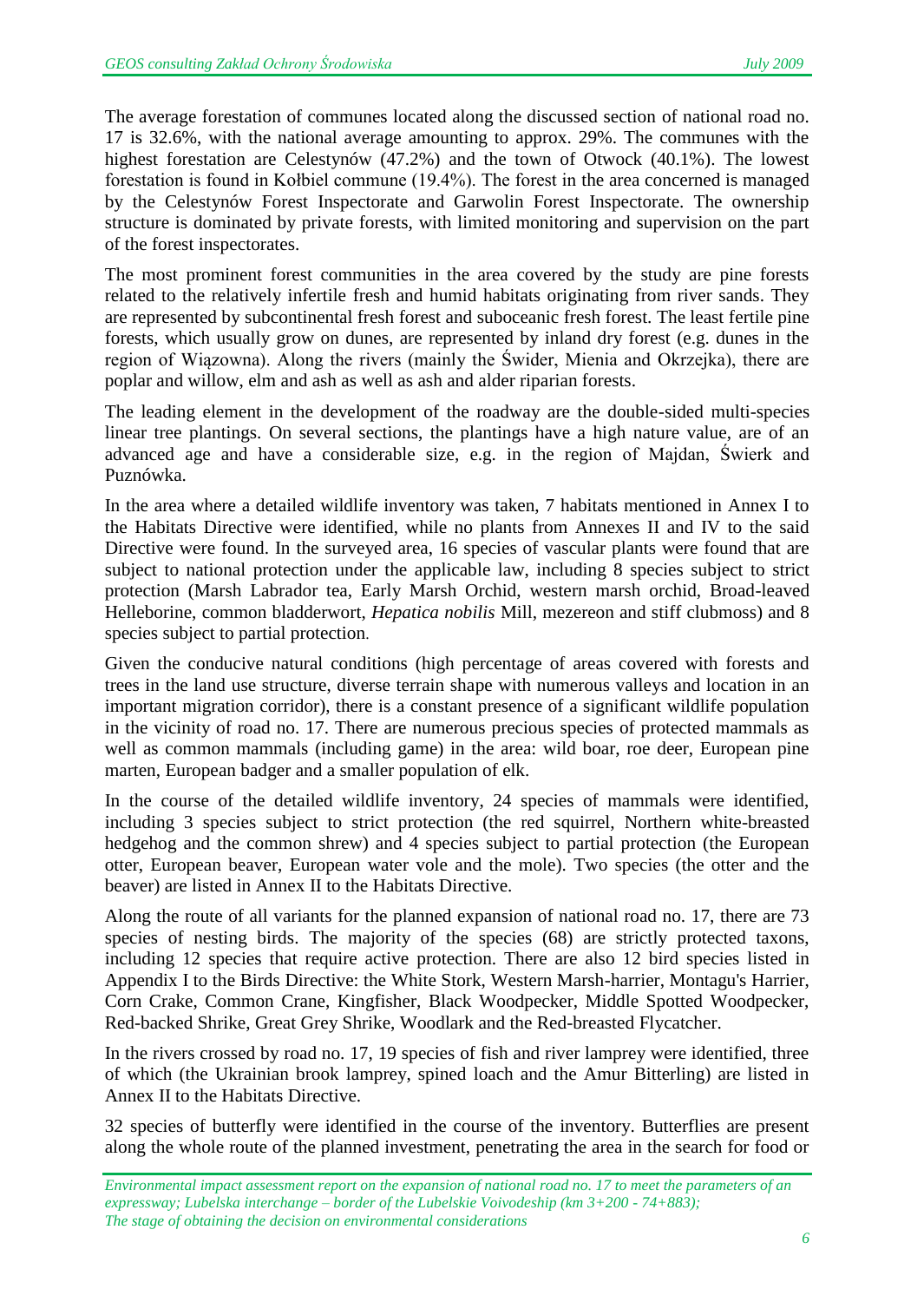The average forestation of communes located along the discussed section of national road no. 17 is 32.6%, with the national average amounting to approx. 29%. The communes with the highest forestation are Celestynów (47.2%) and the town of Otwock (40.1%). The lowest forestation is found in Kołbiel commune (19.4%). The forest in the area concerned is managed by the Celestynów Forest Inspectorate and Garwolin Forest Inspectorate. The ownership structure is dominated by private forests, with limited monitoring and supervision on the part of the forest inspectorates.

The most prominent forest communities in the area covered by the study are pine forests related to the relatively infertile fresh and humid habitats originating from river sands. They are represented by subcontinental fresh forest and suboceanic fresh forest. The least fertile pine forests, which usually grow on dunes, are represented by inland dry forest (e.g. dunes in the region of Wiązowna). Along the rivers (mainly the Świder, Mienia and Okrzejka), there are poplar and willow, elm and ash as well as ash and alder riparian forests.

The leading element in the development of the roadway are the double-sided multi-species linear tree plantings. On several sections, the plantings have a high nature value, are of an advanced age and have a considerable size, e.g. in the region of Majdan, Świerk and Puznówka.

In the area where a detailed wildlife inventory was taken, 7 habitats mentioned in Annex I to the Habitats Directive were identified, while no plants from Annexes II and IV to the said Directive were found. In the surveyed area, 16 species of vascular plants were found that are subject to national protection under the applicable law, including 8 species subject to strict protection (Marsh Labrador tea, Early Marsh Orchid, western marsh orchid, Broad-leaved Helleborine, common bladderwort, *Hepatica nobilis* Mill, mezereon and stiff clubmoss) and 8 species subject to partial protection.

Given the conducive natural conditions (high percentage of areas covered with forests and trees in the land use structure, diverse terrain shape with numerous valleys and location in an important migration corridor), there is a constant presence of a significant wildlife population in the vicinity of road no. 17. There are numerous precious species of protected mammals as well as common mammals (including game) in the area: wild boar, roe deer, European pine marten, European badger and a smaller population of elk.

In the course of the detailed wildlife inventory, 24 species of mammals were identified, including 3 species subject to strict protection (the red squirrel, Northern white-breasted hedgehog and the common shrew) and 4 species subject to partial protection (the European otter, European beaver, European water vole and the mole). Two species (the otter and the beaver) are listed in Annex II to the Habitats Directive.

Along the route of all variants for the planned expansion of national road no. 17, there are 73 species of nesting birds. The majority of the species (68) are strictly protected taxons, including 12 species that require active protection. There are also 12 bird species listed in Appendix I to the Birds Directive: the White Stork, Western Marsh-harrier, Montagu's Harrier, Corn Crake, Common Crane, Kingfisher, Black Woodpecker, Middle Spotted Woodpecker, Red-backed Shrike, Great Grey Shrike, Woodlark and the Red-breasted Flycatcher.

In the rivers crossed by road no. 17, 19 species of fish and river lamprey were identified, three of which (the Ukrainian brook lamprey, spined loach and the Amur Bitterling) are listed in Annex II to the Habitats Directive.

32 species of butterfly were identified in the course of the inventory. Butterflies are present along the whole route of the planned investment, penetrating the area in the search for food or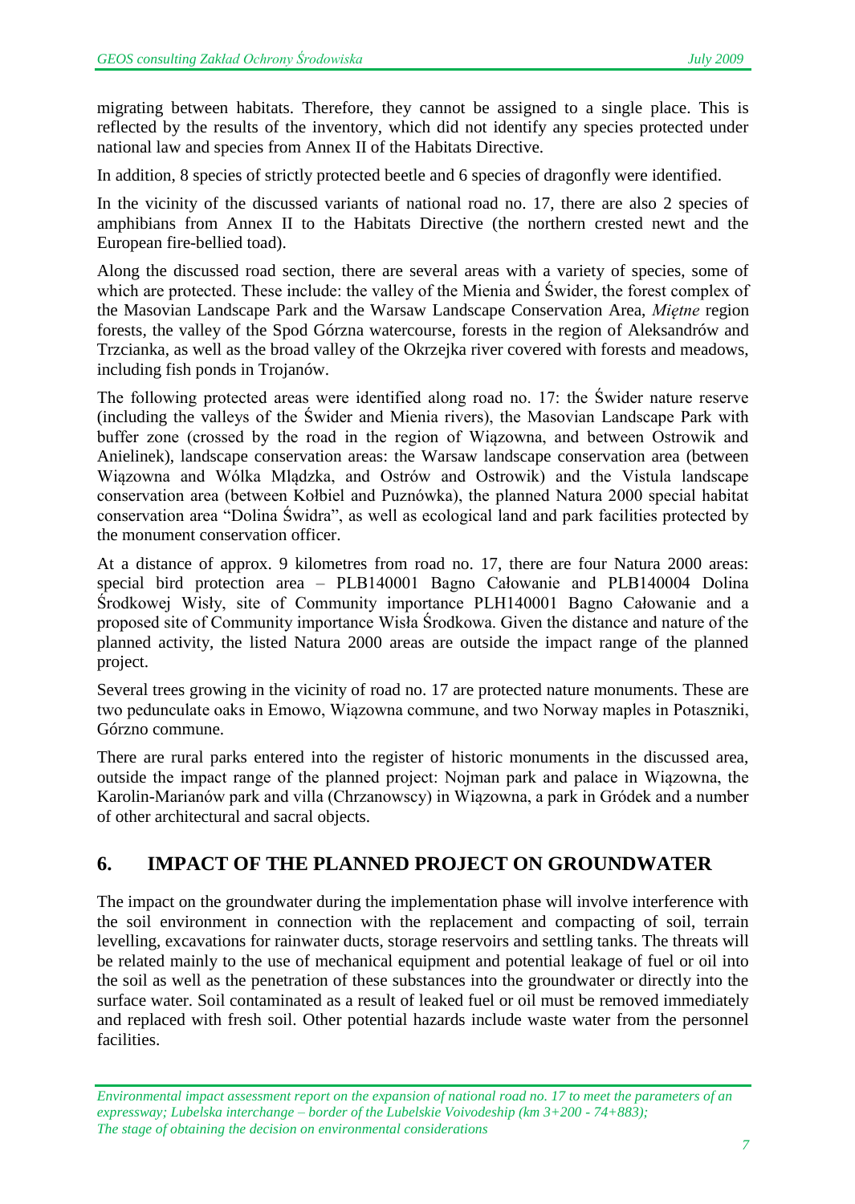migrating between habitats. Therefore, they cannot be assigned to a single place. This is reflected by the results of the inventory, which did not identify any species protected under national law and species from Annex II of the Habitats Directive.

In addition, 8 species of strictly protected beetle and 6 species of dragonfly were identified.

In the vicinity of the discussed variants of national road no. 17, there are also 2 species of amphibians from Annex II to the Habitats Directive (the northern crested newt and the European fire-bellied toad).

Along the discussed road section, there are several areas with a variety of species, some of which are protected. These include: the valley of the Mienia and Świder, the forest complex of the Masovian Landscape Park and the Warsaw Landscape Conservation Area, *Miętne* region forests, the valley of the Spod Górzna watercourse, forests in the region of Aleksandrów and Trzcianka, as well as the broad valley of the Okrzejka river covered with forests and meadows, including fish ponds in Trojanów.

The following protected areas were identified along road no. 17: the Świder nature reserve (including the valleys of the Świder and Mienia rivers), the Masovian Landscape Park with buffer zone (crossed by the road in the region of Wiązowna, and between Ostrowik and Anielinek), landscape conservation areas: the Warsaw landscape conservation area (between Wiązowna and Wólka Mlądzka, and Ostrów and Ostrowik) and the Vistula landscape conservation area (between Kołbiel and Puznówka), the planned Natura 2000 special habitat conservation area "Dolina Świdra", as well as ecological land and park facilities protected by the monument conservation officer.

At a distance of approx. 9 kilometres from road no. 17, there are four Natura 2000 areas: special bird protection area – PLB140001 Bagno Całowanie and PLB140004 Dolina Środkowej Wisły, site of Community importance PLH140001 Bagno Całowanie and a proposed site of Community importance Wisła Środkowa. Given the distance and nature of the planned activity, the listed Natura 2000 areas are outside the impact range of the planned project.

Several trees growing in the vicinity of road no. 17 are protected nature monuments. These are two pedunculate oaks in Emowo, Wiązowna commune, and two Norway maples in Potaszniki, Górzno commune.

There are rural parks entered into the register of historic monuments in the discussed area, outside the impact range of the planned project: Nojman park and palace in Wiązowna, the Karolin-Marianów park and villa (Chrzanowscy) in Wiązowna, a park in Gródek and a number of other architectural and sacral objects.

## 6. IMPACT OF THE PLANNED PROJECT ON GROUNDWATER

The impact on the groundwater during the implementation phase will involve interference with the soil environment in connection with the replacement and compacting of soil, terrain levelling, excavations for rainwater ducts, storage reservoirs and settling tanks. The threats will be related mainly to the use of mechanical equipment and potential leakage of fuel or oil into the soil as well as the penetration of these substances into the groundwater or directly into the surface water. Soil contaminated as a result of leaked fuel or oil must be removed immediately and replaced with fresh soil. Other potential hazards include waste water from the personnel facilities.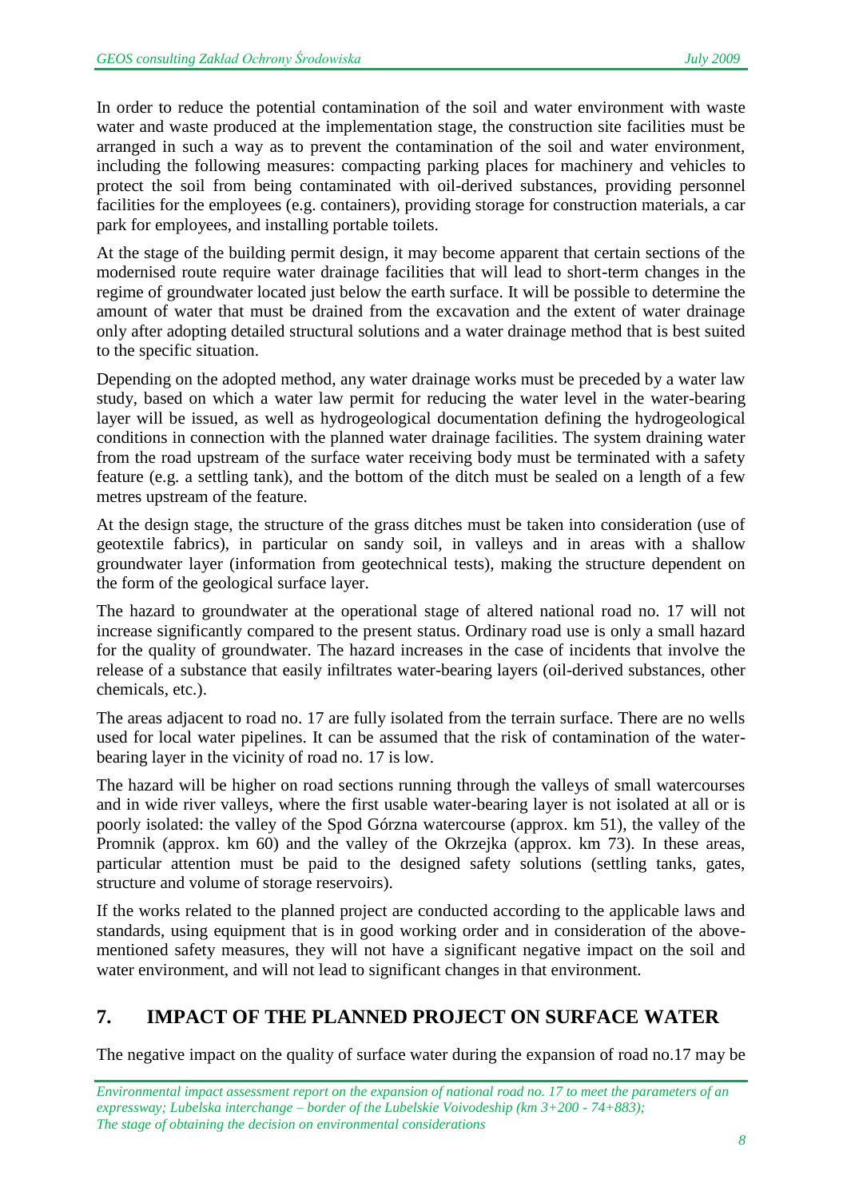In order to reduce the potential contamination of the soil and water environment with waste water and waste produced at the implementation stage, the construction site facilities must be arranged in such a way as to prevent the contamination of the soil and water environment, including the following measures: compacting parking places for machinery and vehicles to protect the soil from being contaminated with oil-derived substances, providing personnel facilities for the employees (e.g. containers), providing storage for construction materials, a car park for employees, and installing portable toilets.

At the stage of the building permit design, it may become apparent that certain sections of the modernised route require water drainage facilities that will lead to short-term changes in the regime of groundwater located just below the earth surface. It will be possible to determine the amount of water that must be drained from the excavation and the extent of water drainage only after adopting detailed structural solutions and a water drainage method that is best suited to the specific situation.

Depending on the adopted method, any water drainage works must be preceded by a water law study, based on which a water law permit for reducing the water level in the water-bearing layer will be issued, as well as hydrogeological documentation defining the hydrogeological conditions in connection with the planned water drainage facilities. The system draining water from the road upstream of the surface water receiving body must be terminated with a safety feature (e.g. a settling tank), and the bottom of the ditch must be sealed on a length of a few metres upstream of the feature.

At the design stage, the structure of the grass ditches must be taken into consideration (use of geotextile fabrics), in particular on sandy soil, in valleys and in areas with a shallow groundwater layer (information from geotechnical tests), making the structure dependent on the form of the geological surface layer.

The hazard to groundwater at the operational stage of altered national road no. 17 will not increase significantly compared to the present status. Ordinary road use is only a small hazard for the quality of groundwater. The hazard increases in the case of incidents that involve the release of a substance that easily infiltrates water-bearing layers (oil-derived substances, other chemicals, etc.).

The areas adjacent to road no. 17 are fully isolated from the terrain surface. There are no wells used for local water pipelines. It can be assumed that the risk of contamination of the water-bearing layer in the vicinity of road no. 17 is low.

The hazard will be higher on road sections running through the valleys of small watercourses and in wide river valleys, where the first usable water-bearing layer is not isolated at all or is poorly isolated: the valley of the Spod Górzna watercourse (approx. km 51), the valley of the Promnik (approx. km 60) and the valley of the Okrzejka (approx. km 73). In these areas, particular attention must be paid to the designed safety solutions (settling tanks, gates, structure and volume of storage reservoirs).

If the works related to the planned project are conducted according to the applicable laws and standards, using equipment that is in good working order and in consideration of the above-mentioned safety measures, they will not have a significant negative impact on the soil and water environment, and will not lead to significant changes in that environment.

## 7. IMPACT OF THE PLANNED PROJECT ON SURFACE WATER

The negative impact on the quality of surface water during the expansion of road no.17 may be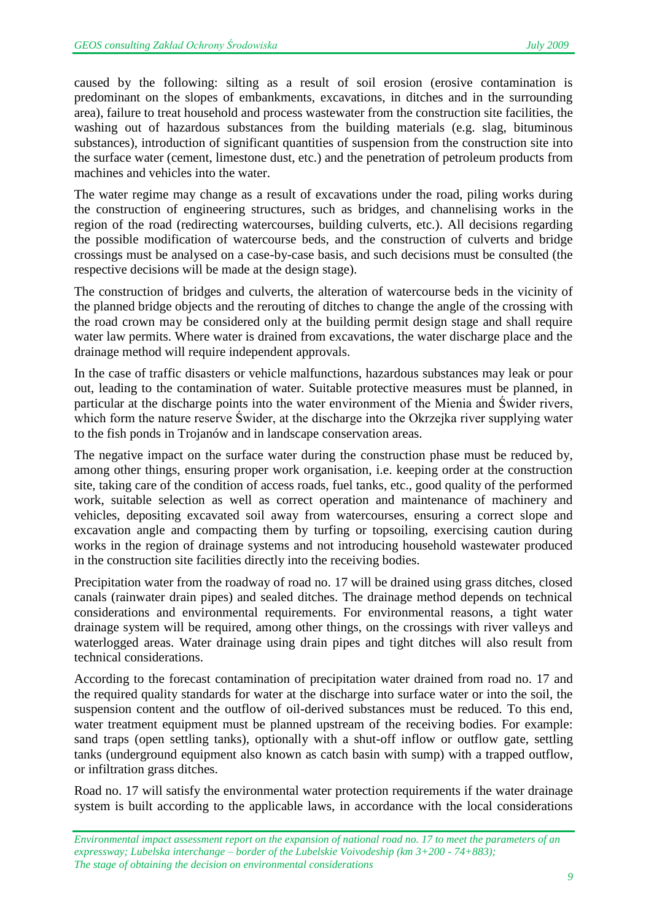caused by the following: silting as a result of soil erosion (erosive contamination is predominant on the slopes of embankments, excavations, in ditches and in the surrounding area), failure to treat household and process wastewater from the construction site facilities, the washing out of hazardous substances from the building materials (e.g. slag, bituminous substances), introduction of significant quantities of suspension from the construction site into the surface water (cement, limestone dust, etc.) and the penetration of petroleum products from machines and vehicles into the water.

The water regime may change as a result of excavations under the road, piling works during the construction of engineering structures, such as bridges, and channelising works in the region of the road (redirecting watercourses, building culverts, etc.). All decisions regarding the possible modification of watercourse beds, and the construction of culverts and bridge crossings must be analysed on a case-by-case basis, and such decisions must be consulted (the respective decisions will be made at the design stage).

The construction of bridges and culverts, the alteration of watercourse beds in the vicinity of the planned bridge objects and the rerouting of ditches to change the angle of the crossing with the road crown may be considered only at the building permit design stage and shall require water law permits. Where water is drained from excavations, the water discharge place and the drainage method will require independent approvals.

In the case of traffic disasters or vehicle malfunctions, hazardous substances may leak or pour out, leading to the contamination of water. Suitable protective measures must be planned, in particular at the discharge points into the water environment of the Mienia and Świder rivers, which form the nature reserve Świder, at the discharge into the Okrzejka river supplying water to the fish ponds in Trojanów and in landscape conservation areas.

The negative impact on the surface water during the construction phase must be reduced by, among other things, ensuring proper work organisation, i.e. keeping order at the construction site, taking care of the condition of access roads, fuel tanks, etc., good quality of the performed work, suitable selection as well as correct operation and maintenance of machinery and vehicles, depositing excavated soil away from watercourses, ensuring a correct slope and excavation angle and compacting them by turfing or topsoiling, exercising caution during works in the region of drainage systems and not introducing household wastewater produced in the construction site facilities directly into the receiving bodies.

Precipitation water from the roadway of road no. 17 will be drained using grass ditches, closed canals (rainwater drain pipes) and sealed ditches. The drainage method depends on technical considerations and environmental requirements. For environmental reasons, a tight water drainage system will be required, among other things, on the crossings with river valleys and waterlogged areas. Water drainage using drain pipes and tight ditches will also result from technical considerations.

According to the forecast contamination of precipitation water drained from road no. 17 and the required quality standards for water at the discharge into surface water or into the soil, the suspension content and the outflow of oil-derived substances must be reduced. To this end, water treatment equipment must be planned upstream of the receiving bodies. For example: sand traps (open settling tanks), optionally with a shut-off inflow or outflow gate, settling tanks (underground equipment also known as catch basin with sump) with a trapped outflow, or infiltration grass ditches.

Road no. 17 will satisfy the environmental water protection requirements if the water drainage system is built according to the applicable laws, in accordance with the local considerations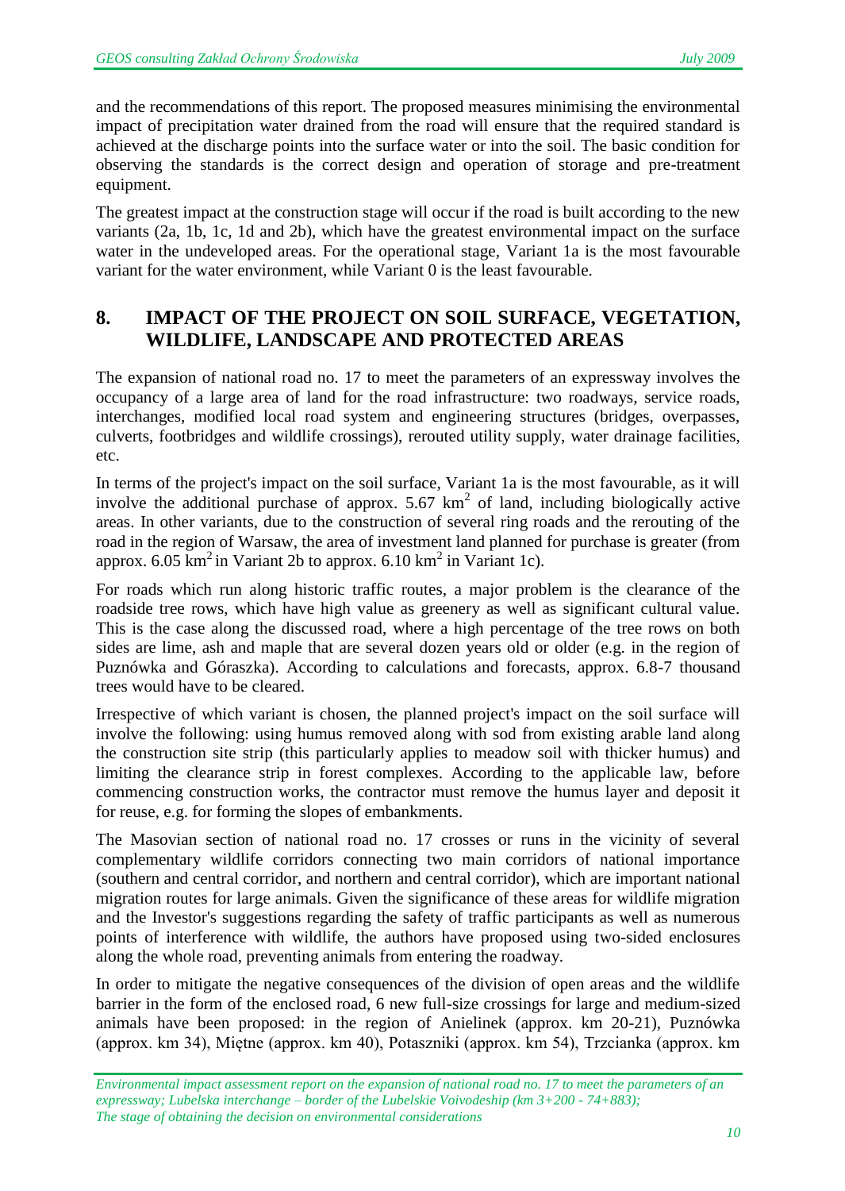and the recommendations of this report. The proposed measures minimising the environmental impact of precipitation water drained from the road will ensure that the required standard is achieved at the discharge points into the surface water or into the soil. The basic condition for observing the standards is the correct design and operation of storage and pre-treatment equipment.

The greatest impact at the construction stage will occur if the road is built according to the new variants (2a, 1b, 1c, 1d and 2b), which have the greatest environmental impact on the surface water in the undeveloped areas. For the operational stage, Variant 1a is the most favourable variant for the water environment, while Variant 0 is the least favourable.

## 8. IMPACT OF THE PROJECT ON SOIL SURFACE, VEGETATION, WILDLIFE, LANDSCAPE AND PROTECTED AREAS

The expansion of national road no. 17 to meet the parameters of an expressway involves the occupancy of a large area of land for the road infrastructure: two roadways, service roads, interchanges, modified local road system and engineering structures (bridges, overpasses, culverts, footbridges and wildlife crossings), rerouted utility supply, water drainage facilities, etc.

In terms of the project's impact on the soil surface, Variant 1a is the most favourable, as it will involve the additional purchase of approx. 5.67 $km^2$ of land, including biologically active areas. In other variants, due to the construction of several ring roads and the rerouting of the road in the region of Warsaw, the area of investment land planned for purchase is greater (from approx. 6.05 $km^2$ in Variant 2b to approx. 6.10 $km^2$ in Variant 1c).

For roads which run along historic traffic routes, a major problem is the clearance of the roadside tree rows, which have high value as greenery as well as significant cultural value. This is the case along the discussed road, where a high percentage of the tree rows on both sides are lime, ash and maple that are several dozen years old or older (e.g. in the region of Puznówka and Góraszka). According to calculations and forecasts, approx. 6.8-7 thousand trees would have to be cleared.

Irrespective of which variant is chosen, the planned project's impact on the soil surface will involve the following: using humus removed along with sod from existing arable land along the construction site strip (this particularly applies to meadow soil with thicker humus) and limiting the clearance strip in forest complexes. According to the applicable law, before commencing construction works, the contractor must remove the humus layer and deposit it for reuse, e.g. for forming the slopes of embankments.

The Masovian section of national road no. 17 crosses or runs in the vicinity of several complementary wildlife corridors connecting two main corridors of national importance (southern and central corridor, and northern and central corridor), which are important national migration routes for large animals. Given the significance of these areas for wildlife migration and the Investor's suggestions regarding the safety of traffic participants as well as numerous points of interference with wildlife, the authors have proposed using two-sided enclosures along the whole road, preventing animals from entering the roadway.

In order to mitigate the negative consequences of the division of open areas and the wildlife barrier in the form of the enclosed road, 6 new full-size crossings for large and medium-sized animals have been proposed: in the region of Anielinek (approx. km 20-21), Puznówka (approx. km 34), Miętne (approx. km 40), Potaszniki (approx. km 54), Trzcianka (approx. km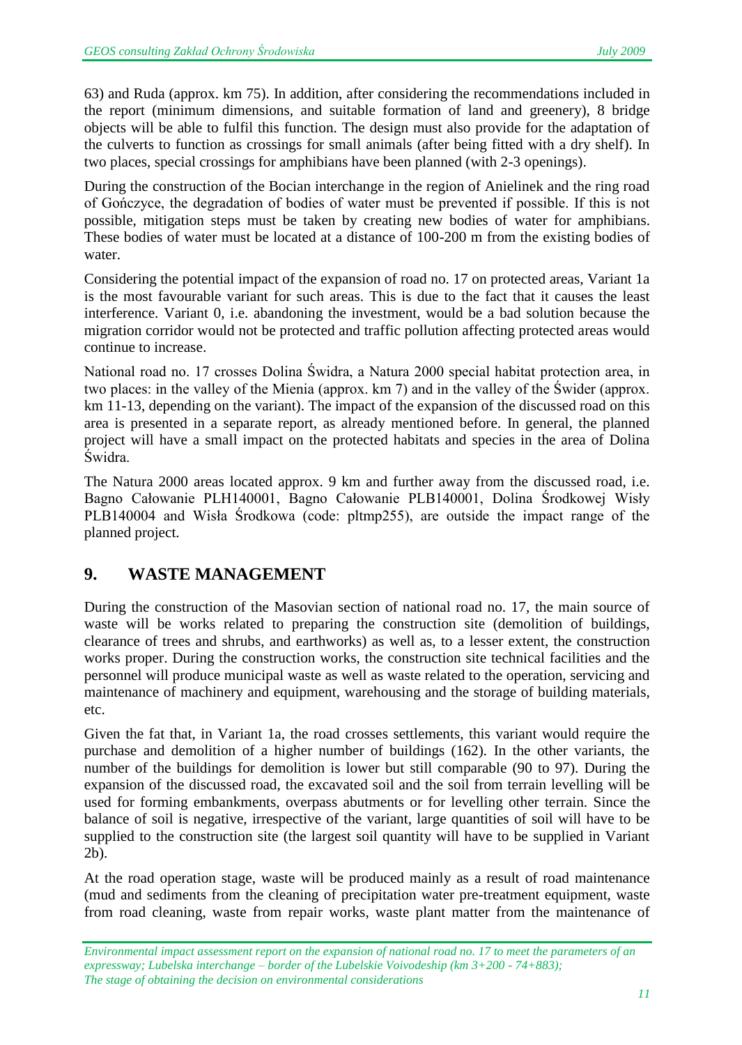63) and Ruda (approx. km 75). In addition, after considering the recommendations included in the report (minimum dimensions, and suitable formation of land and greenery), 8 bridge objects will be able to fulfil this function. The design must also provide for the adaptation of the culverts to function as crossings for small animals (after being fitted with a dry shelf). In two places, special crossings for amphibians have been planned (with 2-3 openings).

During the construction of the Bocian interchange in the region of Anielinek and the ring road of Gończyce, the degradation of bodies of water must be prevented if possible. If this is not possible, mitigation steps must be taken by creating new bodies of water for amphibians. These bodies of water must be located at a distance of 100-200 m from the existing bodies of water.

Considering the potential impact of the expansion of road no. 17 on protected areas, Variant 1a is the most favourable variant for such areas. This is due to the fact that it causes the least interference. Variant 0, i.e. abandoning the investment, would be a bad solution because the migration corridor would not be protected and traffic pollution affecting protected areas would continue to increase.

National road no. 17 crosses Dolina Świdra, a Natura 2000 special habitat protection area, in two places: in the valley of the Mienia (approx. km 7) and in the valley of the Świder (approx. km 11-13, depending on the variant). The impact of the expansion of the discussed road on this area is presented in a separate report, as already mentioned before. In general, the planned project will have a small impact on the protected habitats and species in the area of Dolina Świdra.

The Natura 2000 areas located approx. 9 km and further away from the discussed road, i.e. Bagno Całowanie PLH140001, Bagno Całowanie PLB140001, Dolina Środkowej Wisły PLB140004 and Wisła Środkowa (code: pltmp255), are outside the impact range of the planned project.

## 9. WASTE MANAGEMENT

During the construction of the Masovian section of national road no. 17, the main source of waste will be works related to preparing the construction site (demolition of buildings, clearance of trees and shrubs, and earthworks) as well as, to a lesser extent, the construction works proper. During the construction works, the construction site technical facilities and the personnel will produce municipal waste as well as waste related to the operation, servicing and maintenance of machinery and equipment, warehousing and the storage of building materials, etc.

Given the fat that, in Variant 1a, the road crosses settlements, this variant would require the purchase and demolition of a higher number of buildings (162). In the other variants, the number of the buildings for demolition is lower but still comparable (90 to 97). During the expansion of the discussed road, the excavated soil and the soil from terrain levelling will be used for forming embankments, overpass abutments or for levelling other terrain. Since the balance of soil is negative, irrespective of the variant, large quantities of soil will have to be supplied to the construction site (the largest soil quantity will have to be supplied in Variant 2b).

At the road operation stage, waste will be produced mainly as a result of road maintenance (mud and sediments from the cleaning of precipitation water pre-treatment equipment, waste from road cleaning, waste from repair works, waste plant matter from the maintenance of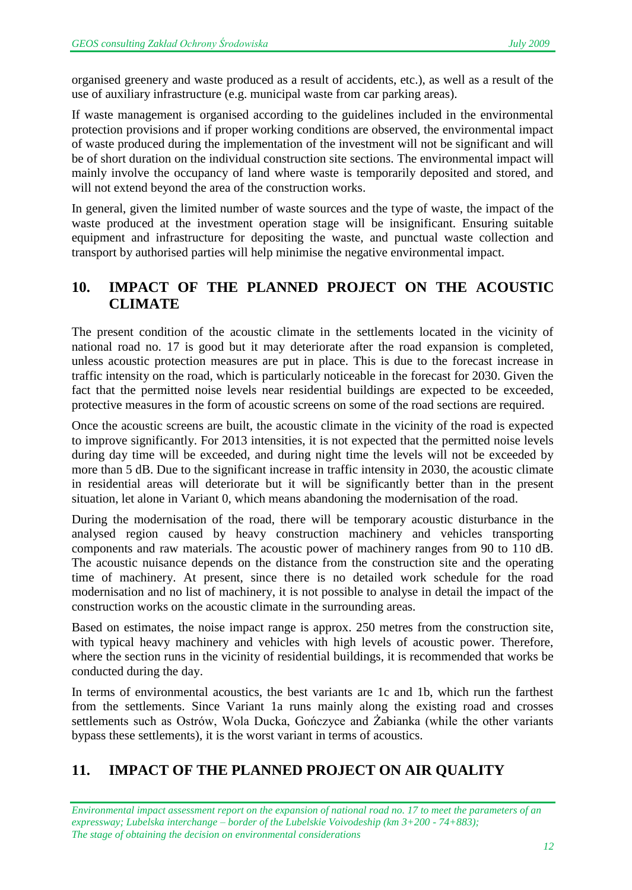organised greenery and waste produced as a result of accidents, etc.), as well as a result of the use of auxiliary infrastructure (e.g. municipal waste from car parking areas).

If waste management is organised according to the guidelines included in the environmental protection provisions and if proper working conditions are observed, the environmental impact of waste produced during the implementation of the investment will not be significant and will be of short duration on the individual construction site sections. The environmental impact will mainly involve the occupancy of land where waste is temporarily deposited and stored, and will not extend beyond the area of the construction works.

In general, given the limited number of waste sources and the type of waste, the impact of the waste produced at the investment operation stage will be insignificant. Ensuring suitable equipment and infrastructure for depositing the waste, and punctual waste collection and transport by authorised parties will help minimise the negative environmental impact.

## 10. IMPACT OF THE PLANNED PROJECT ON THE ACOUSTIC CLIMATE

The present condition of the acoustic climate in the settlements located in the vicinity of national road no. 17 is good but it may deteriorate after the road expansion is completed, unless acoustic protection measures are put in place. This is due to the forecast increase in traffic intensity on the road, which is particularly noticeable in the forecast for 2030. Given the fact that the permitted noise levels near residential buildings are expected to be exceeded, protective measures in the form of acoustic screens on some of the road sections are required.

Once the acoustic screens are built, the acoustic climate in the vicinity of the road is expected to improve significantly. For 2013 intensities, it is not expected that the permitted noise levels during day time will be exceeded, and during night time the levels will not be exceeded by more than 5 dB. Due to the significant increase in traffic intensity in 2030, the acoustic climate in residential areas will deteriorate but it will be significantly better than in the present situation, let alone in Variant 0, which means abandoning the modernisation of the road.

During the modernisation of the road, there will be temporary acoustic disturbance in the analysed region caused by heavy construction machinery and vehicles transporting components and raw materials. The acoustic power of machinery ranges from 90 to 110 dB. The acoustic nuisance depends on the distance from the construction site and the operating time of machinery. At present, since there is no detailed work schedule for the road modernisation and no list of machinery, it is not possible to analyse in detail the impact of the construction works on the acoustic climate in the surrounding areas.

Based on estimates, the noise impact range is approx. 250 metres from the construction site, with typical heavy machinery and vehicles with high levels of acoustic power. Therefore, where the section runs in the vicinity of residential buildings, it is recommended that works be conducted during the day.

In terms of environmental acoustics, the best variants are 1c and 1b, which run the farthest from the settlements. Since Variant 1a runs mainly along the existing road and crosses settlements such as Ostrów, Wola Ducka, Gończyce and Żabianka (while the other variants bypass these settlements), it is the worst variant in terms of acoustics.

## 11. IMPACT OF THE PLANNED PROJECT ON AIR QUALITY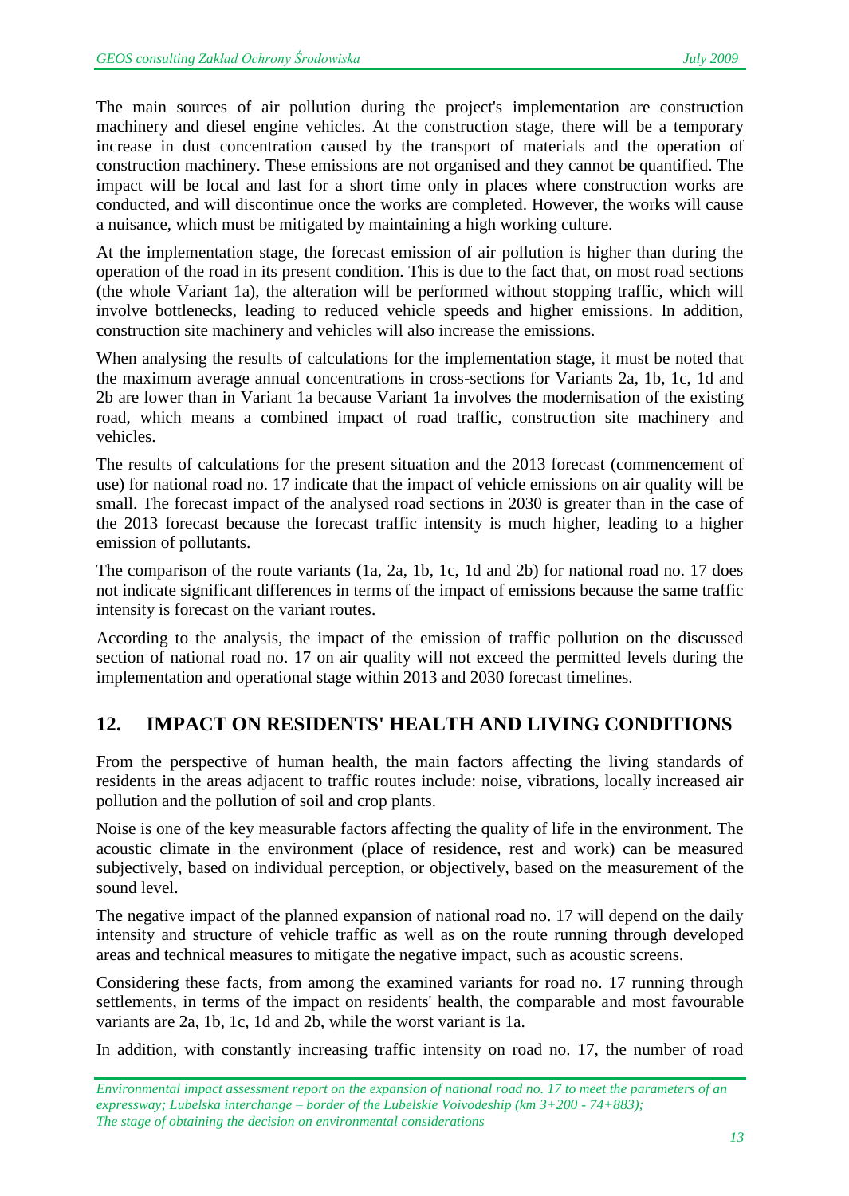The main sources of air pollution during the project's implementation are construction machinery and diesel engine vehicles. At the construction stage, there will be a temporary increase in dust concentration caused by the transport of materials and the operation of construction machinery. These emissions are not organised and they cannot be quantified. The impact will be local and last for a short time only in places where construction works are conducted, and will discontinue once the works are completed. However, the works will cause a nuisance, which must be mitigated by maintaining a high working culture.

At the implementation stage, the forecast emission of air pollution is higher than during the operation of the road in its present condition. This is due to the fact that, on most road sections (the whole Variant 1a), the alteration will be performed without stopping traffic, which will involve bottlenecks, leading to reduced vehicle speeds and higher emissions. In addition, construction site machinery and vehicles will also increase the emissions.

When analysing the results of calculations for the implementation stage, it must be noted that the maximum average annual concentrations in cross-sections for Variants 2a, 1b, 1c, 1d and 2b are lower than in Variant 1a because Variant 1a involves the modernisation of the existing road, which means a combined impact of road traffic, construction site machinery and vehicles.

The results of calculations for the present situation and the 2013 forecast (commencement of use) for national road no. 17 indicate that the impact of vehicle emissions on air quality will be small. The forecast impact of the analysed road sections in 2030 is greater than in the case of the 2013 forecast because the forecast traffic intensity is much higher, leading to a higher emission of pollutants.

The comparison of the route variants (1a, 2a, 1b, 1c, 1d and 2b) for national road no. 17 does not indicate significant differences in terms of the impact of emissions because the same traffic intensity is forecast on the variant routes.

According to the analysis, the impact of the emission of traffic pollution on the discussed section of national road no. 17 on air quality will not exceed the permitted levels during the implementation and operational stage within 2013 and 2030 forecast timelines.

## 12. IMPACT ON RESIDENTS' HEALTH AND LIVING CONDITIONS

From the perspective of human health, the main factors affecting the living standards of residents in the areas adjacent to traffic routes include: noise, vibrations, locally increased air pollution and the pollution of soil and crop plants.

Noise is one of the key measurable factors affecting the quality of life in the environment. The acoustic climate in the environment (place of residence, rest and work) can be measured subjectively, based on individual perception, or objectively, based on the measurement of the sound level.

The negative impact of the planned expansion of national road no. 17 will depend on the daily intensity and structure of vehicle traffic as well as on the route running through developed areas and technical measures to mitigate the negative impact, such as acoustic screens.

Considering these facts, from among the examined variants for road no. 17 running through settlements, in terms of the impact on residents' health, the comparable and most favourable variants are 2a, 1b, 1c, 1d and 2b, while the worst variant is 1a.

In addition, with constantly increasing traffic intensity on road no. 17, the number of road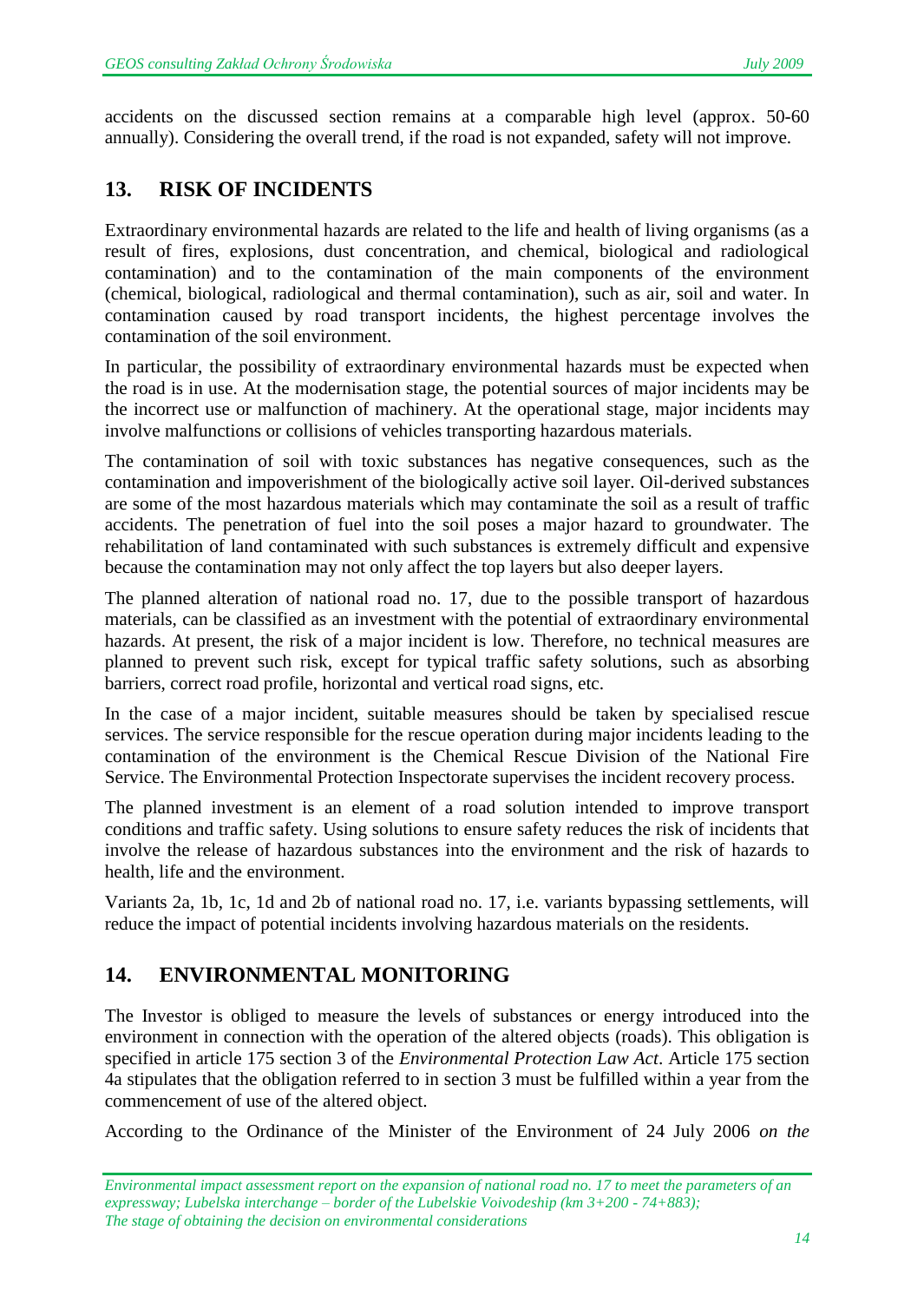accidents on the discussed section remains at a comparable high level (approx. 50-60 annually). Considering the overall trend, if the road is not expanded, safety will not improve.

## 13. RISK OF INCIDENTS

Extraordinary environmental hazards are related to the life and health of living organisms (as a result of fires, explosions, dust concentration, and chemical, biological and radiological contamination) and to the contamination of the main components of the environment (chemical, biological, radiological and thermal contamination), such as air, soil and water. In contamination caused by road transport incidents, the highest percentage involves the contamination of the soil environment.

In particular, the possibility of extraordinary environmental hazards must be expected when the road is in use. At the modernisation stage, the potential sources of major incidents may be the incorrect use or malfunction of machinery. At the operational stage, major incidents may involve malfunctions or collisions of vehicles transporting hazardous materials.

The contamination of soil with toxic substances has negative consequences, such as the contamination and impoverishment of the biologically active soil layer. Oil-derived substances are some of the most hazardous materials which may contaminate the soil as a result of traffic accidents. The penetration of fuel into the soil poses a major hazard to groundwater. The rehabilitation of land contaminated with such substances is extremely difficult and expensive because the contamination may not only affect the top layers but also deeper layers.

The planned alteration of national road no. 17, due to the possible transport of hazardous materials, can be classified as an investment with the potential of extraordinary environmental hazards. At present, the risk of a major incident is low. Therefore, no technical measures are planned to prevent such risk, except for typical traffic safety solutions, such as absorbing barriers, correct road profile, horizontal and vertical road signs, etc.

In the case of a major incident, suitable measures should be taken by specialised rescue services. The service responsible for the rescue operation during major incidents leading to the contamination of the environment is the Chemical Rescue Division of the National Fire Service. The Environmental Protection Inspectorate supervises the incident recovery process.

The planned investment is an element of a road solution intended to improve transport conditions and traffic safety. Using solutions to ensure safety reduces the risk of incidents that involve the release of hazardous substances into the environment and the risk of hazards to health, life and the environment.

Variants 2a, 1b, 1c, 1d and 2b of national road no. 17, i.e. variants bypassing settlements, will reduce the impact of potential incidents involving hazardous materials on the residents.

## 14. ENVIRONMENTAL MONITORING

The Investor is obliged to measure the levels of substances or energy introduced into the environment in connection with the operation of the altered objects (roads). This obligation is specified in article 175 section 3 of the *Environmental Protection Law Act*. Article 175 section 4a stipulates that the obligation referred to in section 3 must be fulfilled within a year from the commencement of use of the altered object.

According to the Ordinance of the Minister of the Environment of 24 July 2006 *on the*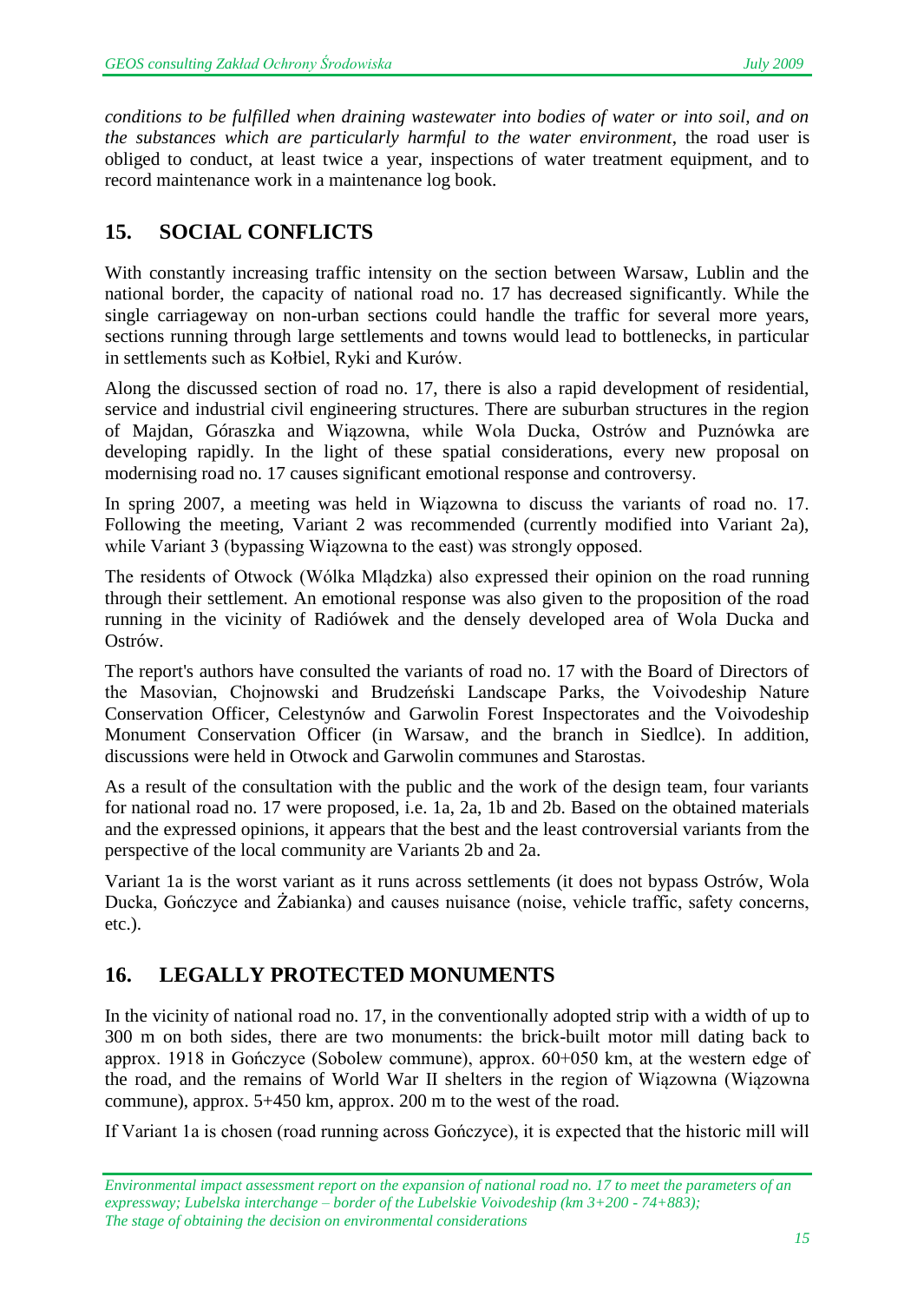*conditions to be fulfilled when draining wastewater into bodies of water or into soil, and on the substances which are particularly harmful to the water environment*, the road user is obliged to conduct, at least twice a year, inspections of water treatment equipment, and to record maintenance work in a maintenance log book.

## 15. SOCIAL CONFLICTS

With constantly increasing traffic intensity on the section between Warsaw, Lublin and the national border, the capacity of national road no. 17 has decreased significantly. While the single carriageway on non-urban sections could handle the traffic for several more years, sections running through large settlements and towns would lead to bottlenecks, in particular in settlements such as Kołbiel, Ryki and Kurów.

Along the discussed section of road no. 17, there is also a rapid development of residential, service and industrial civil engineering structures. There are suburban structures in the region of Majdan, Góraszka and Wiązowna, while Wola Ducka, Ostrów and Puznówka are developing rapidly. In the light of these spatial considerations, every new proposal on modernising road no. 17 causes significant emotional response and controversy.

In spring 2007, a meeting was held in Wiązowna to discuss the variants of road no. 17. Following the meeting, Variant 2 was recommended (currently modified into Variant 2a), while Variant 3 (bypassing Wiązowna to the east) was strongly opposed.

The residents of Otwock (Wólka Mlądzka) also expressed their opinion on the road running through their settlement. An emotional response was also given to the proposition of the road running in the vicinity of Radiówek and the densely developed area of Wola Ducka and Ostrów.

The report's authors have consulted the variants of road no. 17 with the Board of Directors of the Masovian, Chojnowski and Brudzeński Landscape Parks, the Voivodeship Nature Conservation Officer, Celestynów and Garwolin Forest Inspectorates and the Voivodeship Monument Conservation Officer (in Warsaw, and the branch in Siedlce). In addition, discussions were held in Otwock and Garwolin communes and Starostas.

As a result of the consultation with the public and the work of the design team, four variants for national road no. 17 were proposed, i.e. 1a, 2a, 1b and 2b. Based on the obtained materials and the expressed opinions, it appears that the best and the least controversial variants from the perspective of the local community are Variants 2b and 2a.

Variant 1a is the worst variant as it runs across settlements (it does not bypass Ostrów, Wola Ducka, Gończyce and Żabianka) and causes nuisance (noise, vehicle traffic, safety concerns, etc.).

## 16. LEGALLY PROTECTED MONUMENTS

In the vicinity of national road no. 17, in the conventionally adopted strip with a width of up to 300 m on both sides, there are two monuments: the brick-built motor mill dating back to approx. 1918 in Gończyce (Sobolew commune), approx. 60+050 km, at the western edge of the road, and the remains of World War II shelters in the region of Wiązowna (Wiązowna commune), approx. 5+450 km, approx. 200 m to the west of the road.

If Variant 1a is chosen (road running across Gończyce), it is expected that the historic mill will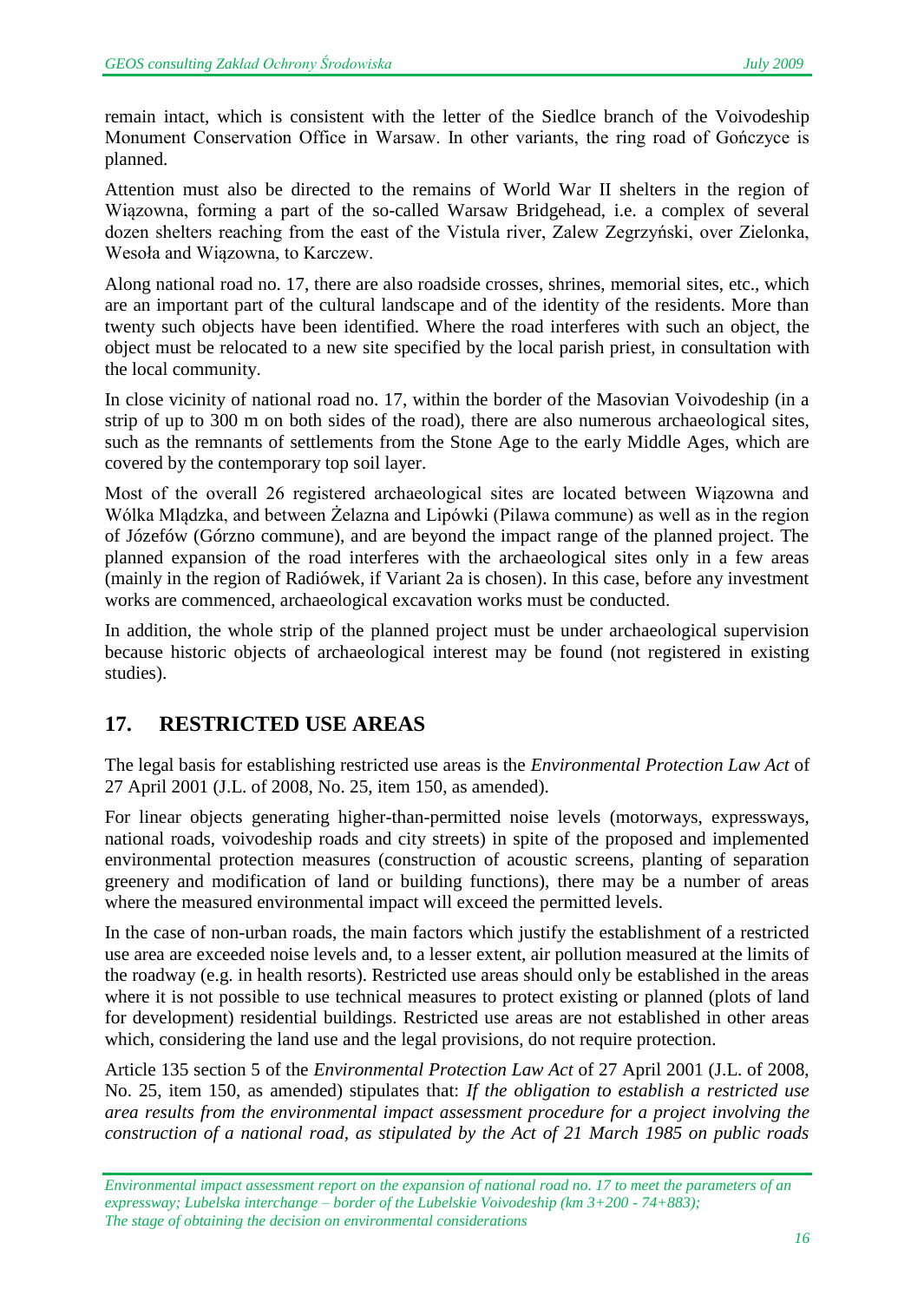remain intact, which is consistent with the letter of the Siedlce branch of the Voivodeship Monument Conservation Office in Warsaw. In other variants, the ring road of Gończyce is planned.

Attention must also be directed to the remains of World War II shelters in the region of Wiązowna, forming a part of the so-called Warsaw Bridgehead, i.e. a complex of several dozen shelters reaching from the east of the Vistula river, Zalew Zegrzyński, over Zielonka, Wesoła and Wiązowna, to Karczew.

Along national road no. 17, there are also roadside crosses, shrines, memorial sites, etc., which are an important part of the cultural landscape and of the identity of the residents. More than twenty such objects have been identified. Where the road interferes with such an object, the object must be relocated to a new site specified by the local parish priest, in consultation with the local community.

In close vicinity of national road no. 17, within the border of the Masovian Voivodeship (in a strip of up to 300 m on both sides of the road), there are also numerous archaeological sites, such as the remnants of settlements from the Stone Age to the early Middle Ages, which are covered by the contemporary top soil layer.

Most of the overall 26 registered archaeological sites are located between Wiązowna and Wólka Mlądzka, and between Żelazna and Lipówki (Pilawa commune) as well as in the region of Józefów (Górzno commune), and are beyond the impact range of the planned project. The planned expansion of the road interferes with the archaeological sites only in a few areas (mainly in the region of Radiówek, if Variant 2a is chosen). In this case, before any investment works are commenced, archaeological excavation works must be conducted.

In addition, the whole strip of the planned project must be under archaeological supervision because historic objects of archaeological interest may be found (not registered in existing studies).

## 17. RESTRICTED USE AREAS

The legal basis for establishing restricted use areas is the *Environmental Protection Law Act* of 27 April 2001 (J.L. of 2008, No. 25, item 150, as amended).

For linear objects generating higher-than-permitted noise levels (motorways, expressways, national roads, voivodeship roads and city streets) in spite of the proposed and implemented environmental protection measures (construction of acoustic screens, planting of separation greenery and modification of land or building functions), there may be a number of areas where the measured environmental impact will exceed the permitted levels.

In the case of non-urban roads, the main factors which justify the establishment of a restricted use area are exceeded noise levels and, to a lesser extent, air pollution measured at the limits of the roadway (e.g. in health resorts). Restricted use areas should only be established in the areas where it is not possible to use technical measures to protect existing or planned (plots of land for development) residential buildings. Restricted use areas are not established in other areas which, considering the land use and the legal provisions, do not require protection.

Article 135 section 5 of the *Environmental Protection Law Act* of 27 April 2001 (J.L. of 2008, No. 25, item 150, as amended) stipulates that: *If the obligation to establish a restricted use area results from the environmental impact assessment procedure for a project involving the construction of a national road, as stipulated by the Act of 21 March 1985 on public roads*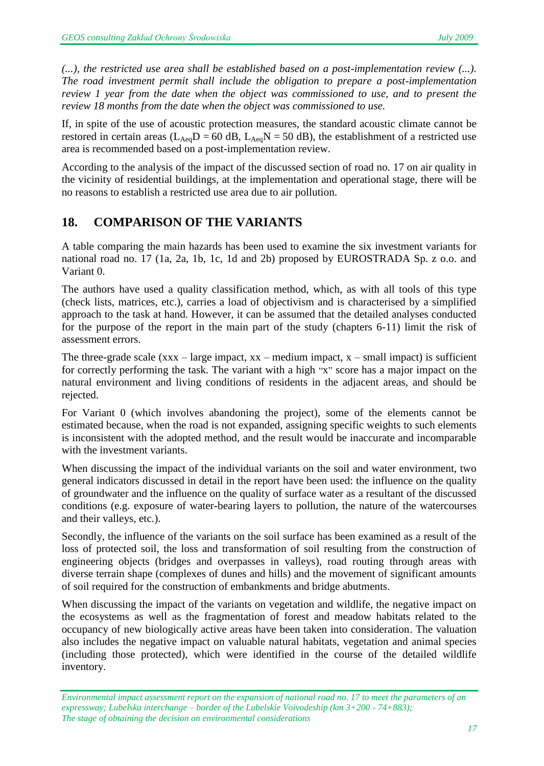*(...), the restricted use area shall be established based on a post-implementation review (...). The road investment permit shall include the obligation to prepare a post-implementation review 1 year from the date when the object was commissioned to use, and to present the review 18 months from the date when the object was commissioned to use.*

If, in spite of the use of acoustic protection measures, the standard acoustic climate cannot be restored in certain areas ($L_{Aeq}D = 60$ dB, $L_{Aeq}N = 50$ dB), the establishment of a restricted use area is recommended based on a post-implementation review.

According to the analysis of the impact of the discussed section of road no. 17 on air quality in the vicinity of residential buildings, at the implementation and operational stage, there will be no reasons to establish a restricted use area due to air pollution.

## 18. COMPARISON OF THE VARIANTS

A table comparing the main hazards has been used to examine the six investment variants for national road no. 17 (1a, 2a, 1b, 1c, 1d and 2b) proposed by EUROSTRADA Sp. z o.o. and Variant 0.

The authors have used a quality classification method, which, as with all tools of this type (check lists, matrices, etc.), carries a load of objectivism and is characterised by a simplified approach to the task at hand. However, it can be assumed that the detailed analyses conducted for the purpose of the report in the main part of the study (chapters 6-11) limit the risk of assessment errors.

The three-grade scale (xxx – large impact, xx – medium impact, x – small impact) is sufficient for correctly performing the task. The variant with a high "x" score has a major impact on the natural environment and living conditions of residents in the adjacent areas, and should be rejected.

For Variant 0 (which involves abandoning the project), some of the elements cannot be estimated because, when the road is not expanded, assigning specific weights to such elements is inconsistent with the adopted method, and the result would be inaccurate and incomparable with the investment variants.

When discussing the impact of the individual variants on the soil and water environment, two general indicators discussed in detail in the report have been used: the influence on the quality of groundwater and the influence on the quality of surface water as a resultant of the discussed conditions (e.g. exposure of water-bearing layers to pollution, the nature of the watercourses and their valleys, etc.).

Secondly, the influence of the variants on the soil surface has been examined as a result of the loss of protected soil, the loss and transformation of soil resulting from the construction of engineering objects (bridges and overpasses in valleys), road routing through areas with diverse terrain shape (complexes of dunes and hills) and the movement of significant amounts of soil required for the construction of embankments and bridge abutments.

When discussing the impact of the variants on vegetation and wildlife, the negative impact on the ecosystems as well as the fragmentation of forest and meadow habitats related to the occupancy of new biologically active areas have been taken into consideration. The valuation also includes the negative impact on valuable natural habitats, vegetation and animal species (including those protected), which were identified in the course of the detailed wildlife inventory.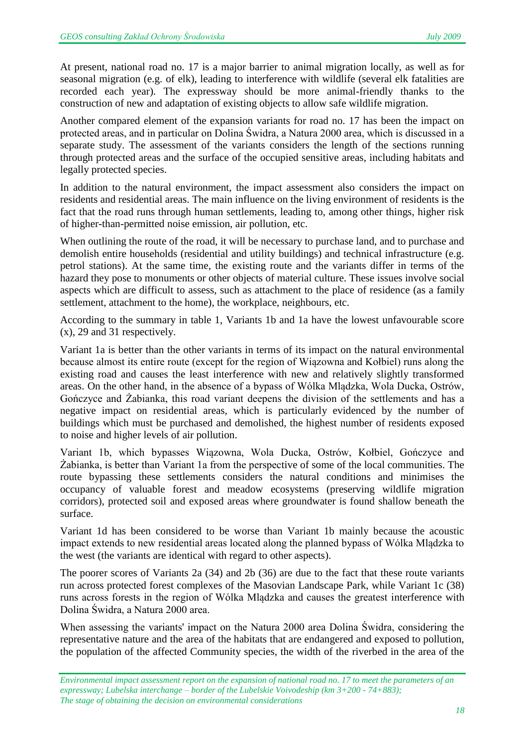At present, national road no. 17 is a major barrier to animal migration locally, as well as for seasonal migration (e.g. of elk), leading to interference with wildlife (several elk fatalities are recorded each year). The expressway should be more animal-friendly thanks to the construction of new and adaptation of existing objects to allow safe wildlife migration.

Another compared element of the expansion variants for road no. 17 has been the impact on protected areas, and in particular on Dolina Świdra, a Natura 2000 area, which is discussed in a separate study. The assessment of the variants considers the length of the sections running through protected areas and the surface of the occupied sensitive areas, including habitats and legally protected species.

In addition to the natural environment, the impact assessment also considers the impact on residents and residential areas. The main influence on the living environment of residents is the fact that the road runs through human settlements, leading to, among other things, higher risk of higher-than-permitted noise emission, air pollution, etc.

When outlining the route of the road, it will be necessary to purchase land, and to purchase and demolish entire households (residential and utility buildings) and technical infrastructure (e.g. petrol stations). At the same time, the existing route and the variants differ in terms of the hazard they pose to monuments or other objects of material culture. These issues involve social aspects which are difficult to assess, such as attachment to the place of residence (as a family settlement, attachment to the home), the workplace, neighbours, etc.

According to the summary in table 1, Variants 1b and 1a have the lowest unfavourable score (x), 29 and 31 respectively.

Variant 1a is better than the other variants in terms of its impact on the natural environmental because almost its entire route (except for the region of Wiązowna and Kołbiel) runs along the existing road and causes the least interference with new and relatively slightly transformed areas. On the other hand, in the absence of a bypass of Wólka Mlądzka, Wola Ducka, Ostrów, Gończyce and Żabianka, this road variant deepens the division of the settlements and has a negative impact on residential areas, which is particularly evidenced by the number of buildings which must be purchased and demolished, the highest number of residents exposed to noise and higher levels of air pollution.

Variant 1b, which bypasses Wiązowna, Wola Ducka, Ostrów, Kołbiel, Gończyce and Żabianka, is better than Variant 1a from the perspective of some of the local communities. The route bypassing these settlements considers the natural conditions and minimises the occupancy of valuable forest and meadow ecosystems (preserving wildlife migration corridors), protected soil and exposed areas where groundwater is found shallow beneath the surface.

Variant 1d has been considered to be worse than Variant 1b mainly because the acoustic impact extends to new residential areas located along the planned bypass of Wólka Mlądzka to the west (the variants are identical with regard to other aspects).

The poorer scores of Variants 2a (34) and 2b (36) are due to the fact that these route variants run across protected forest complexes of the Masovian Landscape Park, while Variant 1c (38) runs across forests in the region of Wólka Mlądzka and causes the greatest interference with Dolina Świdra, a Natura 2000 area.

When assessing the variants' impact on the Natura 2000 area Dolina Świdra, considering the representative nature and the area of the habitats that are endangered and exposed to pollution, the population of the affected Community species, the width of the riverbed in the area of the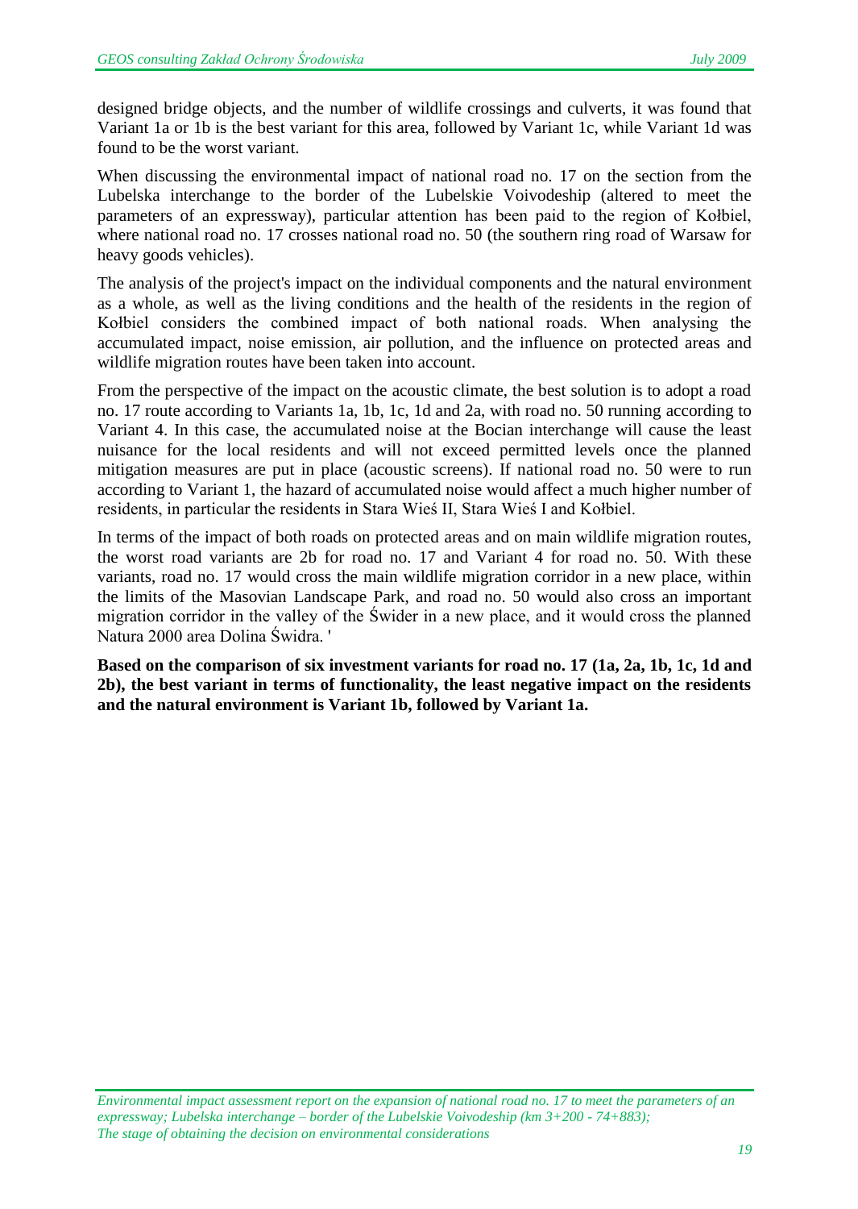designed bridge objects, and the number of wildlife crossings and culverts, it was found that Variant 1a or 1b is the best variant for this area, followed by Variant 1c, while Variant 1d was found to be the worst variant.

When discussing the environmental impact of national road no. 17 on the section from the Lubelska interchange to the border of the Lubelskie Voivodeship (altered to meet the parameters of an expressway), particular attention has been paid to the region of Kołbiel, where national road no. 17 crosses national road no. 50 (the southern ring road of Warsaw for heavy goods vehicles).

The analysis of the project's impact on the individual components and the natural environment as a whole, as well as the living conditions and the health of the residents in the region of Kołbiel considers the combined impact of both national roads. When analysing the accumulated impact, noise emission, air pollution, and the influence on protected areas and wildlife migration routes have been taken into account.

From the perspective of the impact on the acoustic climate, the best solution is to adopt a road no. 17 route according to Variants 1a, 1b, 1c, 1d and 2a, with road no. 50 running according to Variant 4. In this case, the accumulated noise at the Bocian interchange will cause the least nuisance for the local residents and will not exceed permitted levels once the planned mitigation measures are put in place (acoustic screens). If national road no. 50 were to run according to Variant 1, the hazard of accumulated noise would affect a much higher number of residents, in particular the residents in Stara Wieś II, Stara Wieś I and Kołbiel.

In terms of the impact of both roads on protected areas and on main wildlife migration routes, the worst road variants are 2b for road no. 17 and Variant 4 for road no. 50. With these variants, road no. 17 would cross the main wildlife migration corridor in a new place, within the limits of the Masovian Landscape Park, and road no. 50 would also cross an important migration corridor in the valley of the Świder in a new place, and it would cross the planned Natura 2000 area Dolina Świdra. '

**Based on the comparison of six investment variants for road no. 17 (1a, 2a, 1b, 1c, 1d and 2b), the best variant in terms of functionality, the least negative impact on the residents and the natural environment is Variant 1b, followed by Variant 1a.**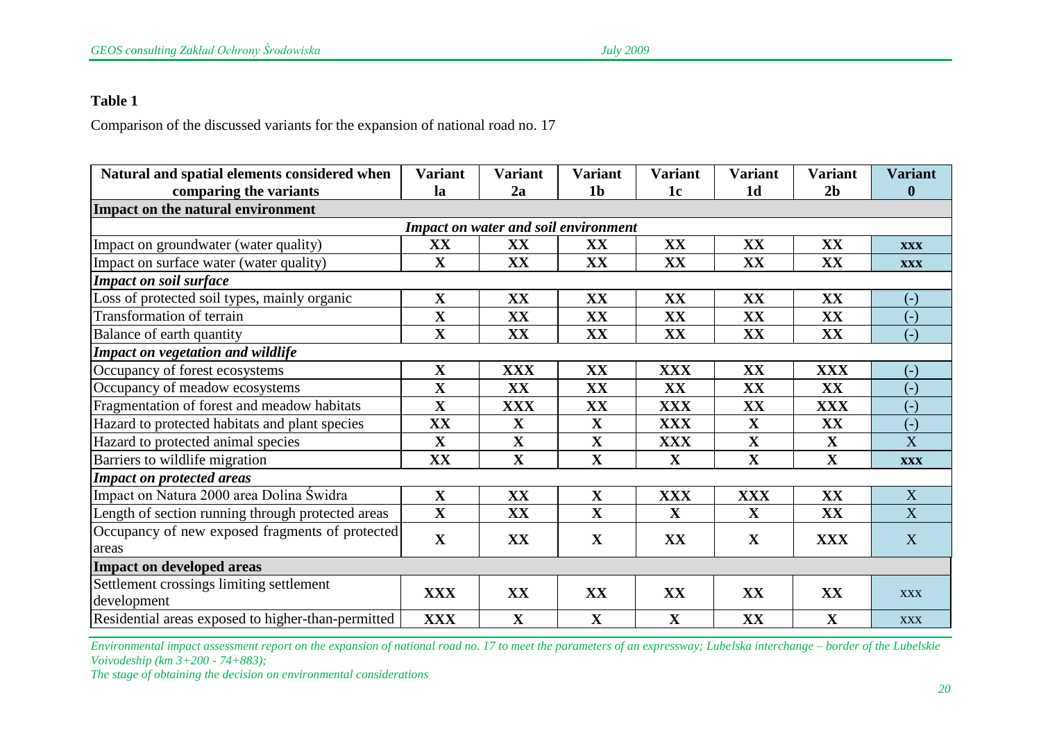**Table 1**

Comparison of the discussed variants for the expansion of national road no. 17

| Natural and spatial elements considered when comparing the variants | Variant la | Variant 2a | Variant 1b | Variant 1c | Variant 1d | Variant 2b | Variant 0 |
|---|---|---|---|---|---|---|---|
| **Impact on the natural environment** | | | | | | | |
| | *Impact on water and soil environment* | | | | | | |
| Impact on groundwater (water quality) | XX | XX | XX | XX | XX | XX | XXX |
| Impact on surface water (water quality) | X | XX | XX | XX | XX | XX | XXX |
| ***Impact on soil surface*** | | | | | | | |
| Loss of protected soil types, mainly organic | X | XX | XX | XX | XX | XX | (-) |
| Transformation of terrain | X | XX | XX | XX | XX | XX | (-) |
| Balance of earth quantity | X | XX | XX | XX | XX | XX | (-) |
| ***Impact on vegetation and wildlife*** | | | | | | | |
| Occupancy of forest ecosystems | X | XXX | XX | XXX | XX | XXX | (-) |
| Occupancy of meadow ecosystems | X | XX | XX | XX | XX | XX | (-) |
| Fragmentation of forest and meadow habitats | X | XXX | XX | XXX | XX | XXX | (-) |
| Hazard to protected habitats and plant species | XX | X | X | XXX | X | XX | (-) |
| Hazard to protected animal species | X | X | X | XXX | X | X | X |
| Barriers to wildlife migration | XX | X | X | X | X | X | XXX |
| ***Impact on protected areas*** | | | | | | | |
| Impact on Natura 2000 area Dolina Świdra | X | XX | X | XXX | XXX | XX | X |
| Length of section running through protected areas | X | XX | X | X | X | XX | X |
| Occupancy of new exposed fragments of protected areas | X | XX | X | XX | X | XXX | X |
| **Impact on developed areas** | | | | | | | |
| Settlement crossings limiting settlement development | XXX | XX | XX | XX | XX | XX | XXX |
| Residential areas exposed to higher-than-permitted | XXX | X | X | X | XX | X | XXX |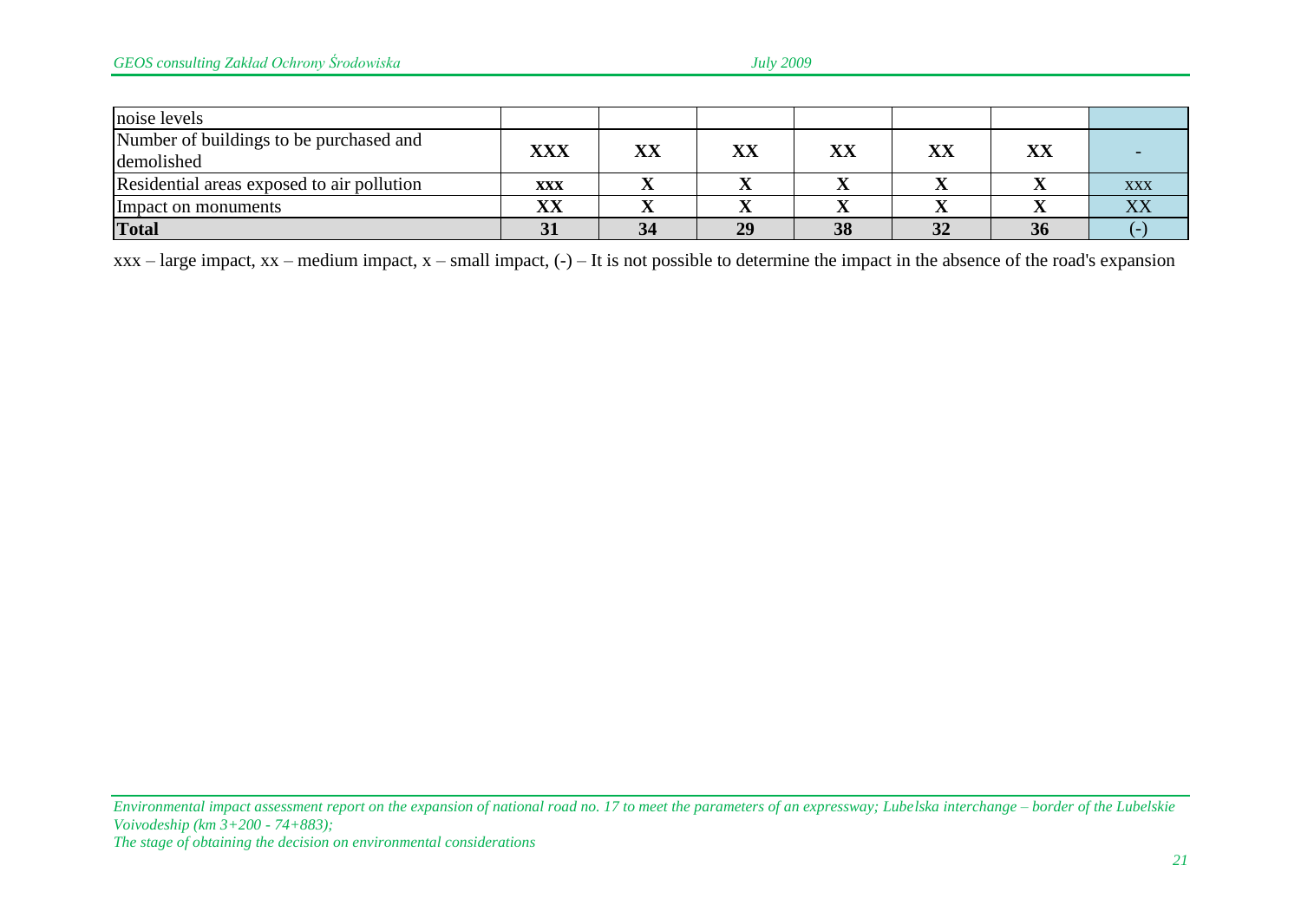| noise levels | | | | | | | |
|---|---|---|---|---|---|---|---|
| Number of buildings to be purchased and demolished | **XXX** | **XX** | **XX** | **XX** | **XX** | **XX** | - |
| Residential areas exposed to air pollution | **xxx** | **X** | **X** | **X** | **X** | **X** | xxx |
| Impact on monuments | **XX** | **X** | **X** | **X** | **X** | **X** | XX |
| **Total** | **31** | **34** | **29** | **38** | **32** | **36** | (-) |

xxx – large impact, xx – medium impact, x – small impact, (-) – It is not possible to determine the impact in the absence of the road's expansion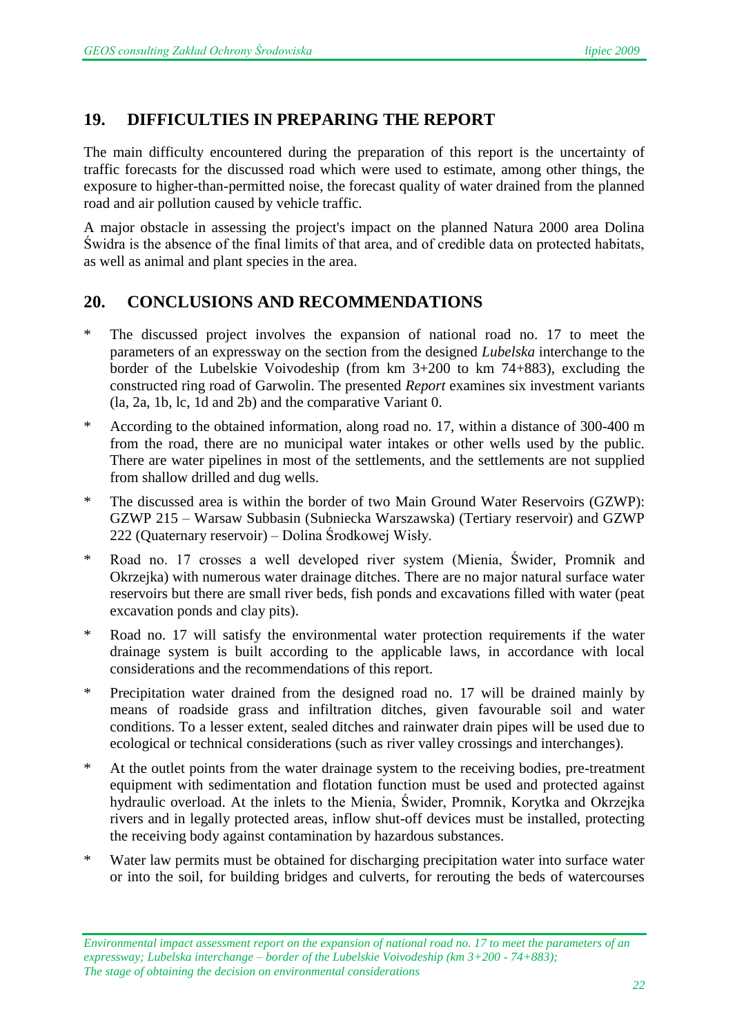## 19. DIFFICULTIES IN PREPARING THE REPORT

The main difficulty encountered during the preparation of this report is the uncertainty of traffic forecasts for the discussed road which were used to estimate, among other things, the exposure to higher-than-permitted noise, the forecast quality of water drained from the planned road and air pollution caused by vehicle traffic.

A major obstacle in assessing the project's impact on the planned Natura 2000 area Dolina Świdra is the absence of the final limits of that area, and of credible data on protected habitats, as well as animal and plant species in the area.

## 20. CONCLUSIONS AND RECOMMENDATIONS

- The discussed project involves the expansion of national road no. 17 to meet the parameters of an expressway on the section from the designed *Lubelska* interchange to the border of the Lubelskie Voivodeship (from km 3+200 to km 74+883), excluding the constructed ring road of Garwolin. The presented *Report* examines six investment variants (la, 2a, 1b, lc, 1d and 2b) and the comparative Variant 0.
- According to the obtained information, along road no. 17, within a distance of 300-400 m from the road, there are no municipal water intakes or other wells used by the public. There are water pipelines in most of the settlements, and the settlements are not supplied from shallow drilled and dug wells.
- The discussed area is within the border of two Main Ground Water Reservoirs (GZWP): GZWP 215 – Warsaw Subbasin (Subniecka Warszawska) (Tertiary reservoir) and GZWP 222 (Quaternary reservoir) – Dolina Środkowej Wisły.
- Road no. 17 crosses a well developed river system (Mienia, Świder, Promnik and Okrzejka) with numerous water drainage ditches. There are no major natural surface water reservoirs but there are small river beds, fish ponds and excavations filled with water (peat excavation ponds and clay pits).
- Road no. 17 will satisfy the environmental water protection requirements if the water drainage system is built according to the applicable laws, in accordance with local considerations and the recommendations of this report.
- Precipitation water drained from the designed road no. 17 will be drained mainly by means of roadside grass and infiltration ditches, given favourable soil and water conditions. To a lesser extent, sealed ditches and rainwater drain pipes will be used due to ecological or technical considerations (such as river valley crossings and interchanges).
- At the outlet points from the water drainage system to the receiving bodies, pre-treatment equipment with sedimentation and flotation function must be used and protected against hydraulic overload. At the inlets to the Mienia, Świder, Promnik, Korytka and Okrzejka rivers and in legally protected areas, inflow shut-off devices must be installed, protecting the receiving body against contamination by hazardous substances.
- Water law permits must be obtained for discharging precipitation water into surface water or into the soil, for building bridges and culverts, for rerouting the beds of watercourses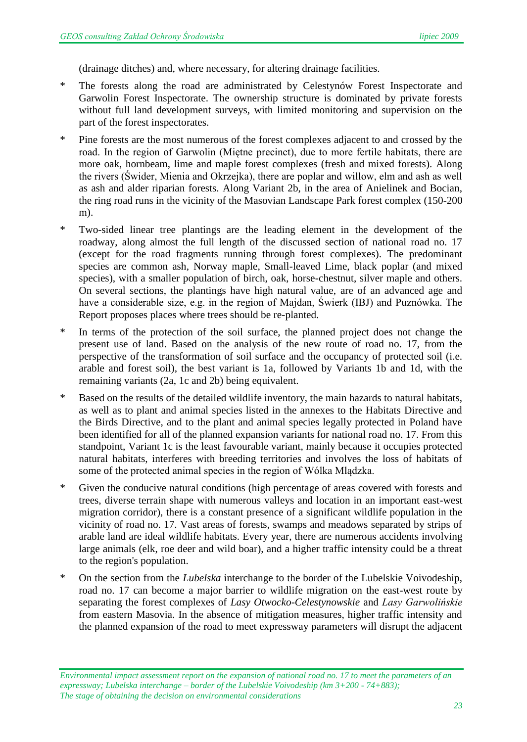(drainage ditches) and, where necessary, for altering drainage facilities.

* The forests along the road are administrated by Celestynów Forest Inspectorate and Garwolin Forest Inspectorate. The ownership structure is dominated by private forests without full land development surveys, with limited monitoring and supervision on the part of the forest inspectorates.

* Pine forests are the most numerous of the forest complexes adjacent to and crossed by the road. In the region of Garwolin (Miętne precinct), due to more fertile habitats, there are more oak, hornbeam, lime and maple forest complexes (fresh and mixed forests). Along the rivers (Świder, Mienia and Okrzejka), there are poplar and willow, elm and ash as well as ash and alder riparian forests. Along Variant 2b, in the area of Anielinek and Bocian, the ring road runs in the vicinity of the Masovian Landscape Park forest complex (150-200 m).

* Two-sided linear tree plantings are the leading element in the development of the roadway, along almost the full length of the discussed section of national road no. 17 (except for the road fragments running through forest complexes). The predominant species are common ash, Norway maple, Small-leaved Lime, black poplar (and mixed species), with a smaller population of birch, oak, horse-chestnut, silver maple and others. On several sections, the plantings have high natural value, are of an advanced age and have a considerable size, e.g. in the region of Majdan, Świerk (IBJ) and Puznówka. The Report proposes places where trees should be re-planted.

* In terms of the protection of the soil surface, the planned project does not change the present use of land. Based on the analysis of the new route of road no. 17, from the perspective of the transformation of soil surface and the occupancy of protected soil (i.e. arable and forest soil), the best variant is 1a, followed by Variants 1b and 1d, with the remaining variants (2a, 1c and 2b) being equivalent.

* Based on the results of the detailed wildlife inventory, the main hazards to natural habitats, as well as to plant and animal species listed in the annexes to the Habitats Directive and the Birds Directive, and to the plant and animal species legally protected in Poland have been identified for all of the planned expansion variants for national road no. 17. From this standpoint, Variant 1c is the least favourable variant, mainly because it occupies protected natural habitats, interferes with breeding territories and involves the loss of habitats of some of the protected animal species in the region of Wólka Mlądzka.

* Given the conducive natural conditions (high percentage of areas covered with forests and trees, diverse terrain shape with numerous valleys and location in an important east-west migration corridor), there is a constant presence of a significant wildlife population in the vicinity of road no. 17. Vast areas of forests, swamps and meadows separated by strips of arable land are ideal wildlife habitats. Every year, there are numerous accidents involving large animals (elk, roe deer and wild boar), and a higher traffic intensity could be a threat to the region's population.

* On the section from the *Lubelska* interchange to the border of the Lubelskie Voivodeship, road no. 17 can become a major barrier to wildlife migration on the east-west route by separating the forest complexes of *Lasy Otwocko-Celestynowskie* and *Lasy Garwolińskie* from eastern Masovia. In the absence of mitigation measures, higher traffic intensity and the planned expansion of the road to meet expressway parameters will disrupt the adjacent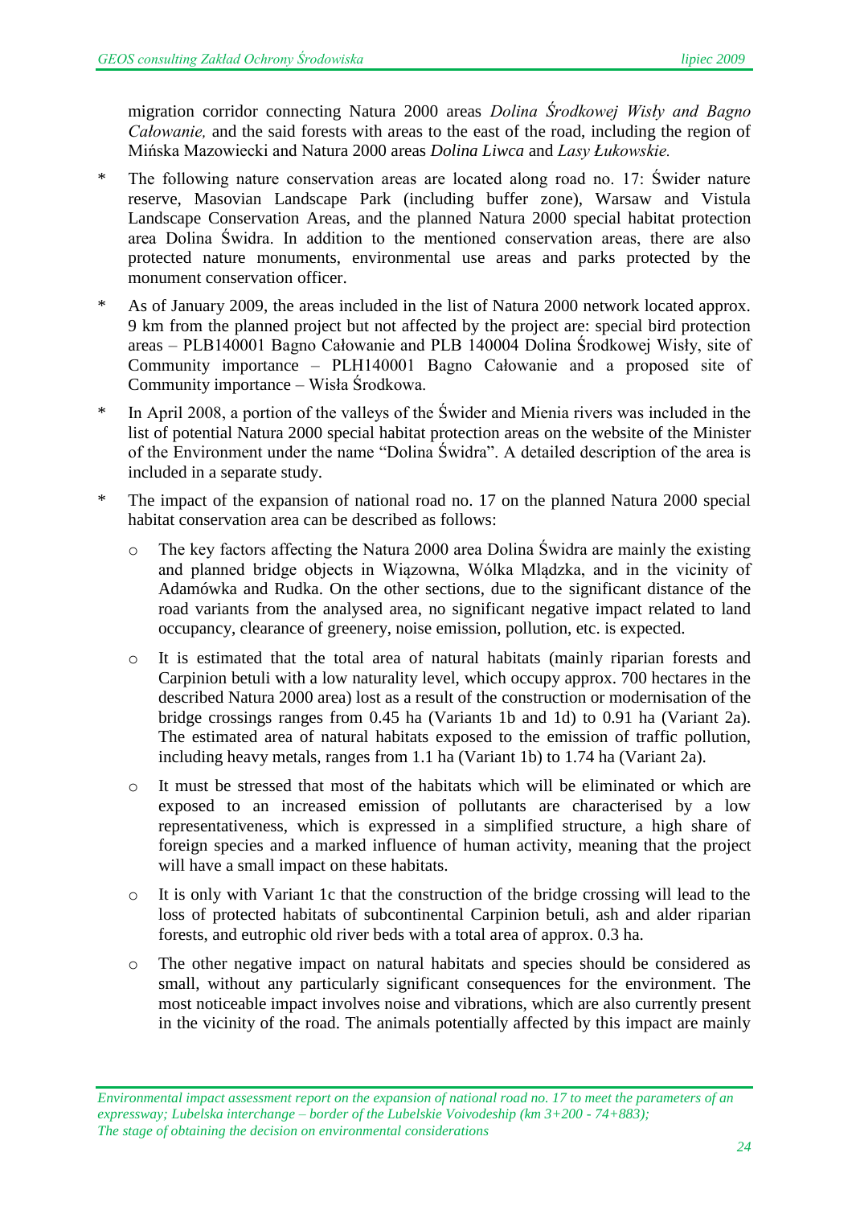migration corridor connecting Natura 2000 areas *Dolina Środkowej Wisły and Bagno Całowanie,* and the said forests with areas to the east of the road, including the region of Mińska Mazowiecki and Natura 2000 areas *Dolina Liwca* and *Lasy Łukowskie.*

* The following nature conservation areas are located along road no. 17: Świder nature reserve, Masovian Landscape Park (including buffer zone), Warsaw and Vistula Landscape Conservation Areas, and the planned Natura 2000 special habitat protection area Dolina Świdra. In addition to the mentioned conservation areas, there are also protected nature monuments, environmental use areas and parks protected by the monument conservation officer.
* As of January 2009, the areas included in the list of Natura 2000 network located approx. 9 km from the planned project but not affected by the project are: special bird protection areas – PLB140001 Bagno Całowanie and PLB 140004 Dolina Środkowej Wisły, site of Community importance – PLH140001 Bagno Całowanie and a proposed site of Community importance – Wisła Środkowa.
* In April 2008, a portion of the valleys of the Świder and Mienia rivers was included in the list of potential Natura 2000 special habitat protection areas on the website of the Minister of the Environment under the name "Dolina Świdra". A detailed description of the area is included in a separate study.
* The impact of the expansion of national road no. 17 on the planned Natura 2000 special habitat conservation area can be described as follows:
  - The key factors affecting the Natura 2000 area Dolina Świdra are mainly the existing and planned bridge objects in Wiązowna, Wólka Mlądzka, and in the vicinity of Adamówka and Rudka. On the other sections, due to the significant distance of the road variants from the analysed area, no significant negative impact related to land occupancy, clearance of greenery, noise emission, pollution, etc. is expected.
  - It is estimated that the total area of natural habitats (mainly riparian forests and Carpinion betuli with a low naturality level, which occupy approx. 700 hectares in the described Natura 2000 area) lost as a result of the construction or modernisation of the bridge crossings ranges from 0.45 ha (Variants 1b and 1d) to 0.91 ha (Variant 2a). The estimated area of natural habitats exposed to the emission of traffic pollution, including heavy metals, ranges from 1.1 ha (Variant 1b) to 1.74 ha (Variant 2a).
  - It must be stressed that most of the habitats which will be eliminated or which are exposed to an increased emission of pollutants are characterised by a low representativeness, which is expressed in a simplified structure, a high share of foreign species and a marked influence of human activity, meaning that the project will have a small impact on these habitats.
  - It is only with Variant 1c that the construction of the bridge crossing will lead to the loss of protected habitats of subcontinental Carpinion betuli, ash and alder riparian forests, and eutrophic old river beds with a total area of approx. 0.3 ha.
  - The other negative impact on natural habitats and species should be considered as small, without any particularly significant consequences for the environment. The most noticeable impact involves noise and vibrations, which are also currently present in the vicinity of the road. The animals potentially affected by this impact are mainly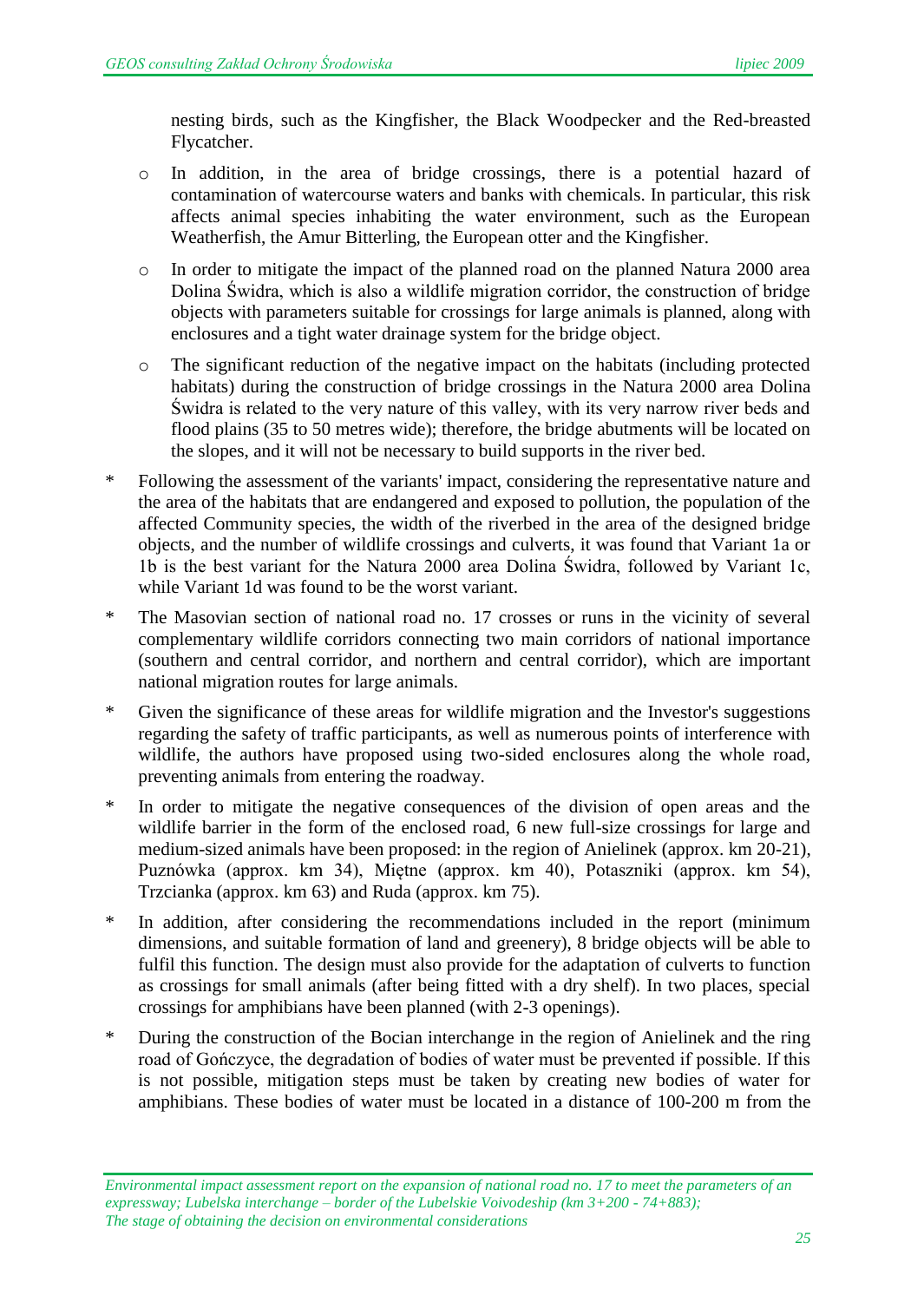nesting birds, such as the Kingfisher, the Black Woodpecker and the Red-breasted Flycatcher.

- In addition, in the area of bridge crossings, there is a potential hazard of contamination of watercourse waters and banks with chemicals. In particular, this risk affects animal species inhabiting the water environment, such as the European Weatherfish, the Amur Bitterling, the European otter and the Kingfisher.
- In order to mitigate the impact of the planned road on the planned Natura 2000 area Dolina Świdra, which is also a wildlife migration corridor, the construction of bridge objects with parameters suitable for crossings for large animals is planned, along with enclosures and a tight water drainage system for the bridge object.
- The significant reduction of the negative impact on the habitats (including protected habitats) during the construction of bridge crossings in the Natura 2000 area Dolina Świdra is related to the very nature of this valley, with its very narrow river beds and flood plains (35 to 50 metres wide); therefore, the bridge abutments will be located on the slopes, and it will not be necessary to build supports in the river bed.

* Following the assessment of the variants' impact, considering the representative nature and the area of the habitats that are endangered and exposed to pollution, the population of the affected Community species, the width of the riverbed in the area of the designed bridge objects, and the number of wildlife crossings and culverts, it was found that Variant 1a or 1b is the best variant for the Natura 2000 area Dolina Świdra, followed by Variant 1c, while Variant 1d was found to be the worst variant.
* The Masovian section of national road no. 17 crosses or runs in the vicinity of several complementary wildlife corridors connecting two main corridors of national importance (southern and central corridor, and northern and central corridor), which are important national migration routes for large animals.
* Given the significance of these areas for wildlife migration and the Investor's suggestions regarding the safety of traffic participants, as well as numerous points of interference with wildlife, the authors have proposed using two-sided enclosures along the whole road, preventing animals from entering the roadway.
* In order to mitigate the negative consequences of the division of open areas and the wildlife barrier in the form of the enclosed road, 6 new full-size crossings for large and medium-sized animals have been proposed: in the region of Anielinek (approx. km 20-21), Puznówka (approx. km 34), Miętne (approx. km 40), Potaszniki (approx. km 54), Trzcianka (approx. km 63) and Ruda (approx. km 75).
* In addition, after considering the recommendations included in the report (minimum dimensions, and suitable formation of land and greenery), 8 bridge objects will be able to fulfil this function. The design must also provide for the adaptation of culverts to function as crossings for small animals (after being fitted with a dry shelf). In two places, special crossings for amphibians have been planned (with 2-3 openings).
* During the construction of the Bocian interchange in the region of Anielinek and the ring road of Gończyce, the degradation of bodies of water must be prevented if possible. If this is not possible, mitigation steps must be taken by creating new bodies of water for amphibians. These bodies of water must be located in a distance of 100-200 m from the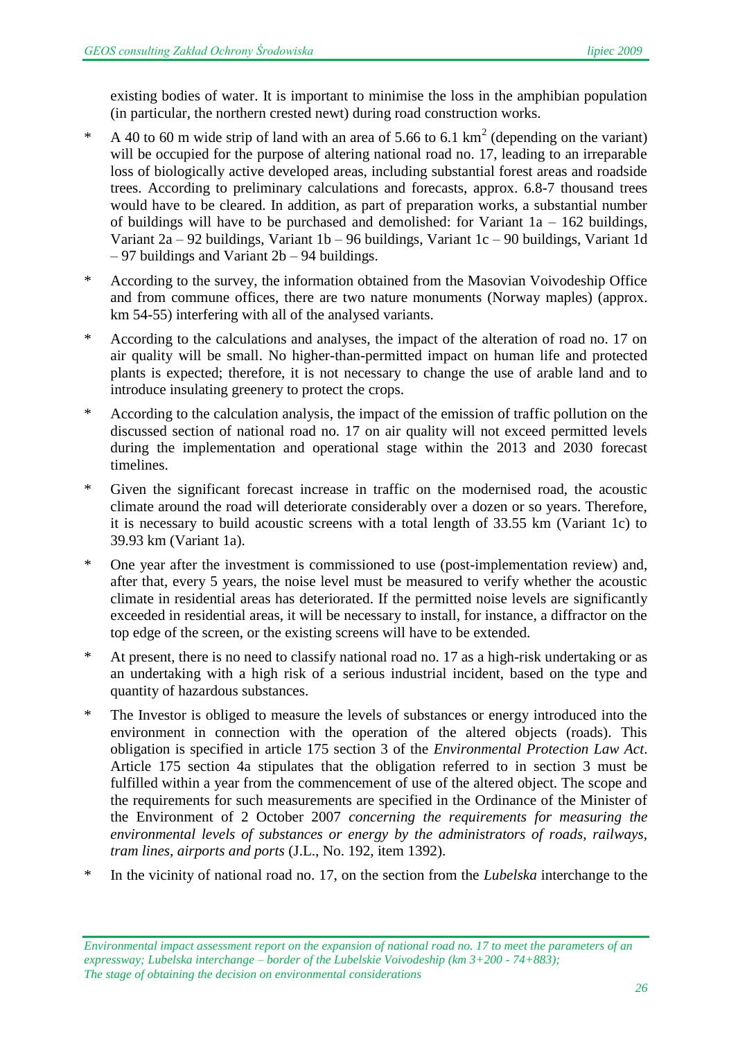existing bodies of water. It is important to minimise the loss in the amphibian population (in particular, the northern crested newt) during road construction works.

* A 40 to 60 m wide strip of land with an area of 5.66 to 6.1 km$^2$ (depending on the variant) will be occupied for the purpose of altering national road no. 17, leading to an irreparable loss of biologically active developed areas, including substantial forest areas and roadside trees. According to preliminary calculations and forecasts, approx. 6.8-7 thousand trees would have to be cleared. In addition, as part of preparation works, a substantial number of buildings will have to be purchased and demolished: for Variant 1a – 162 buildings, Variant 2a – 92 buildings, Variant 1b – 96 buildings, Variant 1c – 90 buildings, Variant 1d – 97 buildings and Variant 2b – 94 buildings.

* According to the survey, the information obtained from the Masovian Voivodeship Office and from commune offices, there are two nature monuments (Norway maples) (approx. km 54-55) interfering with all of the analysed variants.

* According to the calculations and analyses, the impact of the alteration of road no. 17 on air quality will be small. No higher-than-permitted impact on human life and protected plants is expected; therefore, it is not necessary to change the use of arable land and to introduce insulating greenery to protect the crops.

* According to the calculation analysis, the impact of the emission of traffic pollution on the discussed section of national road no. 17 on air quality will not exceed permitted levels during the implementation and operational stage within the 2013 and 2030 forecast timelines.

* Given the significant forecast increase in traffic on the modernised road, the acoustic climate around the road will deteriorate considerably over a dozen or so years. Therefore, it is necessary to build acoustic screens with a total length of 33.55 km (Variant 1c) to 39.93 km (Variant 1a).

* One year after the investment is commissioned to use (post-implementation review) and, after that, every 5 years, the noise level must be measured to verify whether the acoustic climate in residential areas has deteriorated. If the permitted noise levels are significantly exceeded in residential areas, it will be necessary to install, for instance, a diffractor on the top edge of the screen, or the existing screens will have to be extended.

* At present, there is no need to classify national road no. 17 as a high-risk undertaking or as an undertaking with a high risk of a serious industrial incident, based on the type and quantity of hazardous substances.

* The Investor is obliged to measure the levels of substances or energy introduced into the environment in connection with the operation of the altered objects (roads). This obligation is specified in article 175 section 3 of the *Environmental Protection Law Act*. Article 175 section 4a stipulates that the obligation referred to in section 3 must be fulfilled within a year from the commencement of use of the altered object. The scope and the requirements for such measurements are specified in the Ordinance of the Minister of the Environment of 2 October 2007 *concerning the requirements for measuring the environmental levels of substances or energy by the administrators of roads, railways, tram lines, airports and ports* (J.L., No. 192, item 1392).

* In the vicinity of national road no. 17, on the section from the *Lubelska* interchange to the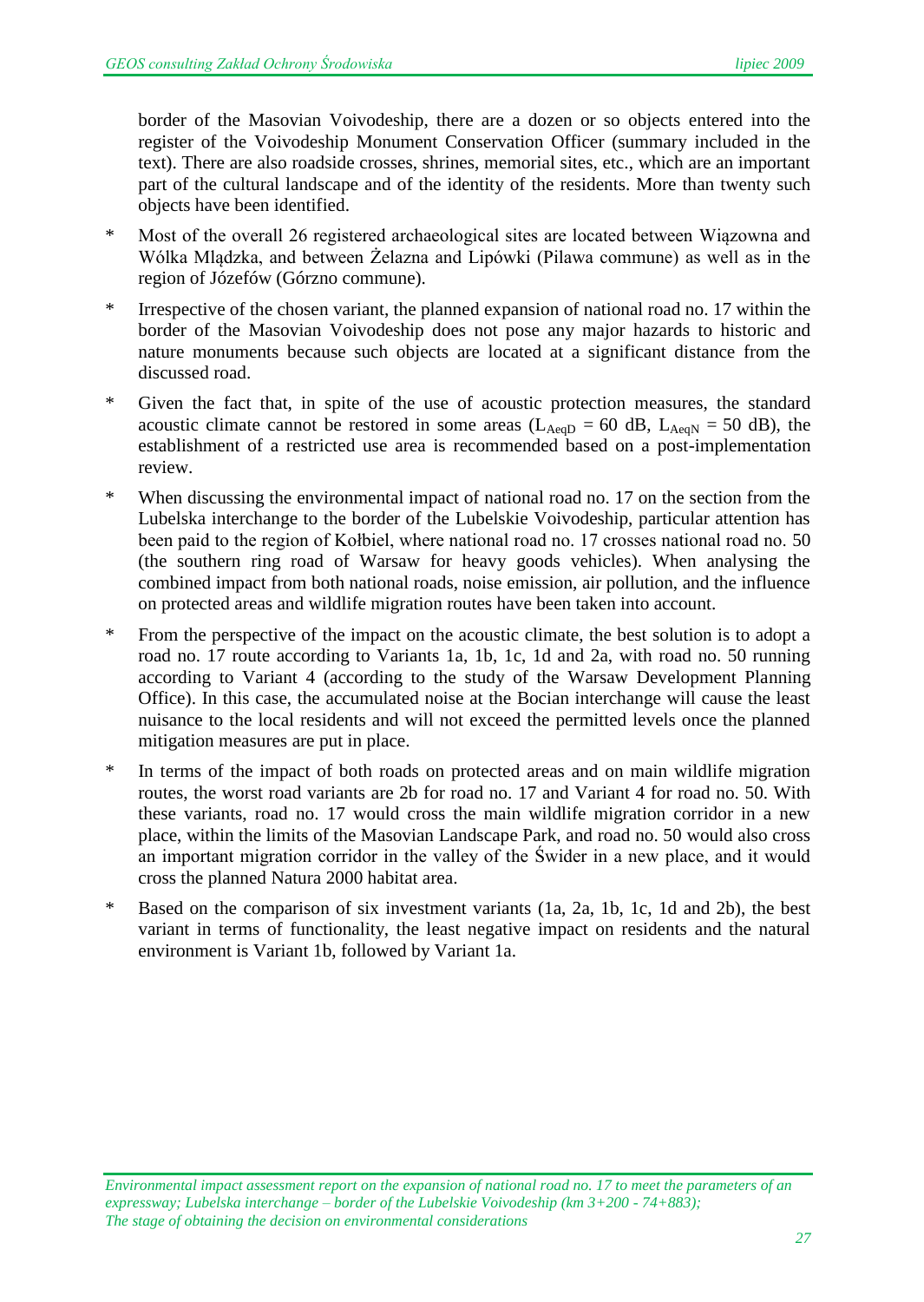border of the Masovian Voivodeship, there are a dozen or so objects entered into the register of the Voivodeship Monument Conservation Officer (summary included in the text). There are also roadside crosses, shrines, memorial sites, etc., which are an important part of the cultural landscape and of the identity of the residents. More than twenty such objects have been identified.

* Most of the overall 26 registered archaeological sites are located between Wiązowna and Wólka Mlądzka, and between Żelazna and Lipówki (Pilawa commune) as well as in the region of Józefów (Górzno commune).

* Irrespective of the chosen variant, the planned expansion of national road no. 17 within the border of the Masovian Voivodeship does not pose any major hazards to historic and nature monuments because such objects are located at a significant distance from the discussed road.

* Given the fact that, in spite of the use of acoustic protection measures, the standard acoustic climate cannot be restored in some areas ($L_{AeqD}$ = 60 dB, $L_{AeqN}$ = 50 dB), the establishment of a restricted use area is recommended based on a post-implementation review.

* When discussing the environmental impact of national road no. 17 on the section from the Lubelska interchange to the border of the Lubelskie Voivodeship, particular attention has been paid to the region of Kołbiel, where national road no. 17 crosses national road no. 50 (the southern ring road of Warsaw for heavy goods vehicles). When analysing the combined impact from both national roads, noise emission, air pollution, and the influence on protected areas and wildlife migration routes have been taken into account.

* From the perspective of the impact on the acoustic climate, the best solution is to adopt a road no. 17 route according to Variants 1a, 1b, 1c, 1d and 2a, with road no. 50 running according to Variant 4 (according to the study of the Warsaw Development Planning Office). In this case, the accumulated noise at the Bocian interchange will cause the least nuisance to the local residents and will not exceed the permitted levels once the planned mitigation measures are put in place.

* In terms of the impact of both roads on protected areas and on main wildlife migration routes, the worst road variants are 2b for road no. 17 and Variant 4 for road no. 50. With these variants, road no. 17 would cross the main wildlife migration corridor in a new place, within the limits of the Masovian Landscape Park, and road no. 50 would also cross an important migration corridor in the valley of the Świder in a new place, and it would cross the planned Natura 2000 habitat area.

* Based on the comparison of six investment variants (1a, 2a, 1b, 1c, 1d and 2b), the best variant in terms of functionality, the least negative impact on residents and the natural environment is Variant 1b, followed by Variant 1a.